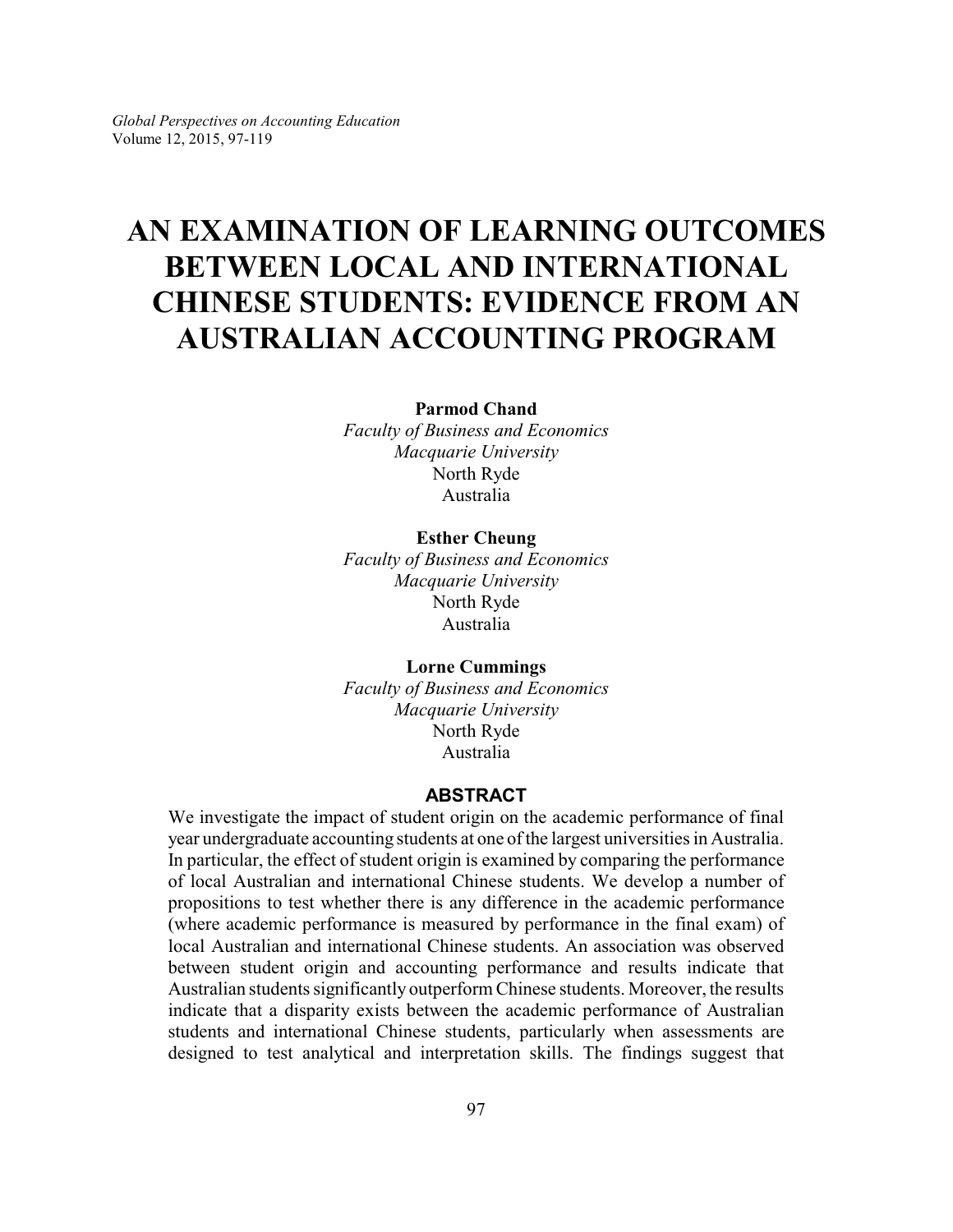# AN EXAMINATION OF LEARNING OUTCOMES BETWEEN LOCAL AND INTERNATIONAL CHINESE STUDENTS: EVIDENCE FROM AN AUSTRALIAN ACCOUNTING PROGRAM

**Parmod Chand**
*Faculty of Business and Economics*
*Macquarie University*
North Ryde
Australia

**Esther Cheung**
*Faculty of Business and Economics*
*Macquarie University*
North Ryde
Australia

**Lorne Cummings**
*Faculty of Business and Economics*
*Macquarie University*
North Ryde
Australia

## ABSTRACT

We investigate the impact of student origin on the academic performance of final year undergraduate accounting students at one of the largest universities in Australia. In particular, the effect of student origin is examined by comparing the performance of local Australian and international Chinese students. We develop a number of propositions to test whether there is any difference in the academic performance (where academic performance is measured by performance in the final exam) of local Australian and international Chinese students. An association was observed between student origin and accounting performance and results indicate that Australian students significantly outperform Chinese students. Moreover, the results indicate that a disparity exists between the academic performance of Australian students and international Chinese students, particularly when assessments are designed to test analytical and interpretation skills. The findings suggest that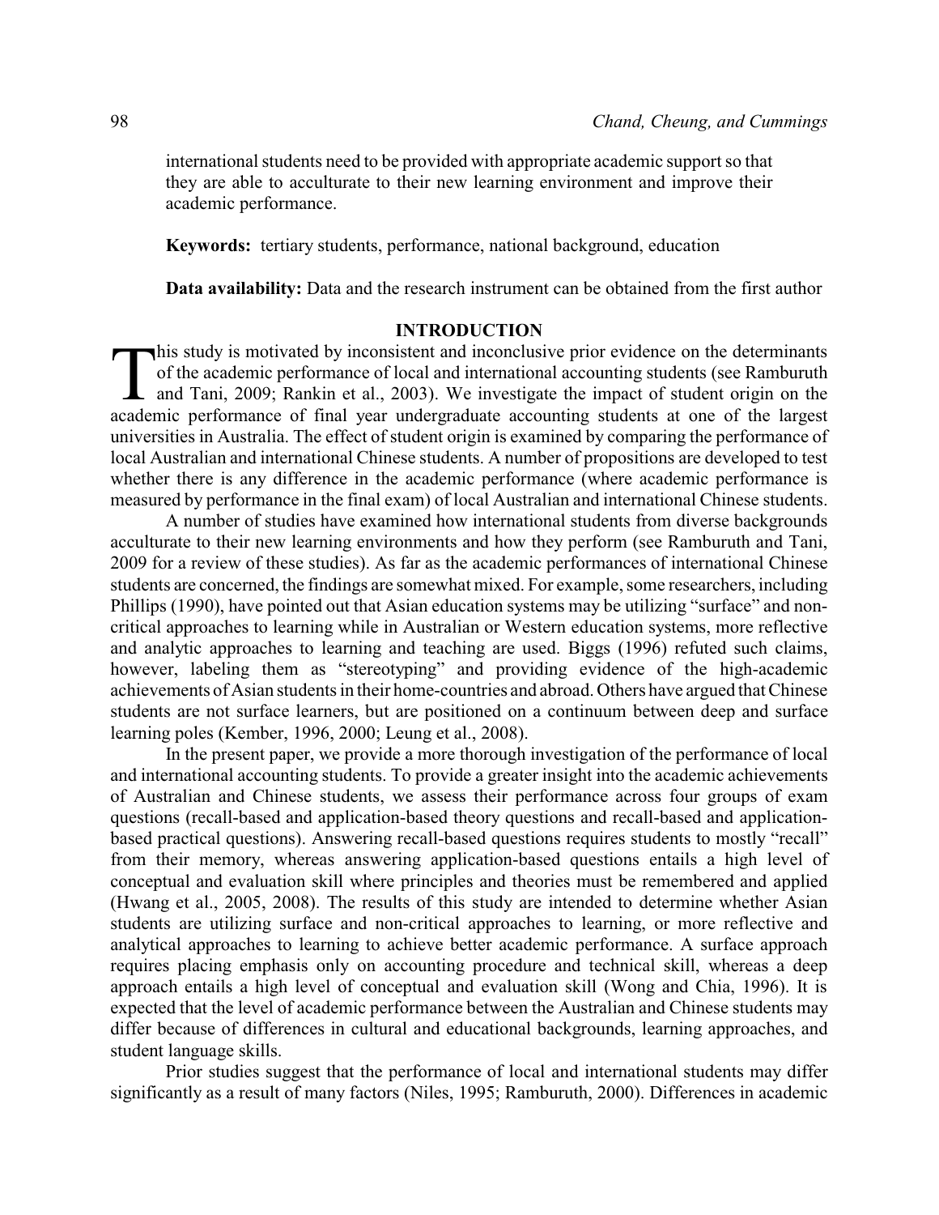international students need to be provided with appropriate academic support so that they are able to acculturate to their new learning environment and improve their academic performance.

**Keywords:** tertiary students, performance, national background, education

**Data availability:** Data and the research instrument can be obtained from the first author

## INTRODUCTION

This study is motivated by inconsistent and inconclusive prior evidence on the determinants of the academic performance of local and international accounting students (see Ramburuth and Tani, 2009; Rankin et al., 2003). We investigate the impact of student origin on the academic performance of final year undergraduate accounting students at one of the largest universities in Australia. The effect of student origin is examined by comparing the performance of local Australian and international Chinese students. A number of propositions are developed to test whether there is any difference in the academic performance (where academic performance is measured by performance in the final exam) of local Australian and international Chinese students.

A number of studies have examined how international students from diverse backgrounds acculturate to their new learning environments and how they perform (see Ramburuth and Tani, 2009 for a review of these studies). As far as the academic performances of international Chinese students are concerned, the findings are somewhat mixed. For example, some researchers, including Phillips (1990), have pointed out that Asian education systems may be utilizing "surface" and non-critical approaches to learning while in Australian or Western education systems, more reflective and analytic approaches to learning and teaching are used. Biggs (1996) refuted such claims, however, labeling them as "stereotyping" and providing evidence of the high-academic achievements of Asian students in their home-countries and abroad. Others have argued that Chinese students are not surface learners, but are positioned on a continuum between deep and surface learning poles (Kember, 1996, 2000; Leung et al., 2008).

In the present paper, we provide a more thorough investigation of the performance of local and international accounting students. To provide a greater insight into the academic achievements of Australian and Chinese students, we assess their performance across four groups of exam questions (recall-based and application-based theory questions and recall-based and application-based practical questions). Answering recall-based questions requires students to mostly "recall" from their memory, whereas answering application-based questions entails a high level of conceptual and evaluation skill where principles and theories must be remembered and applied (Hwang et al., 2005, 2008). The results of this study are intended to determine whether Asian students are utilizing surface and non-critical approaches to learning, or more reflective and analytical approaches to learning to achieve better academic performance. A surface approach requires placing emphasis only on accounting procedure and technical skill, whereas a deep approach entails a high level of conceptual and evaluation skill (Wong and Chia, 1996). It is expected that the level of academic performance between the Australian and Chinese students may differ because of differences in cultural and educational backgrounds, learning approaches, and student language skills.

Prior studies suggest that the performance of local and international students may differ significantly as a result of many factors (Niles, 1995; Ramburuth, 2000). Differences in academic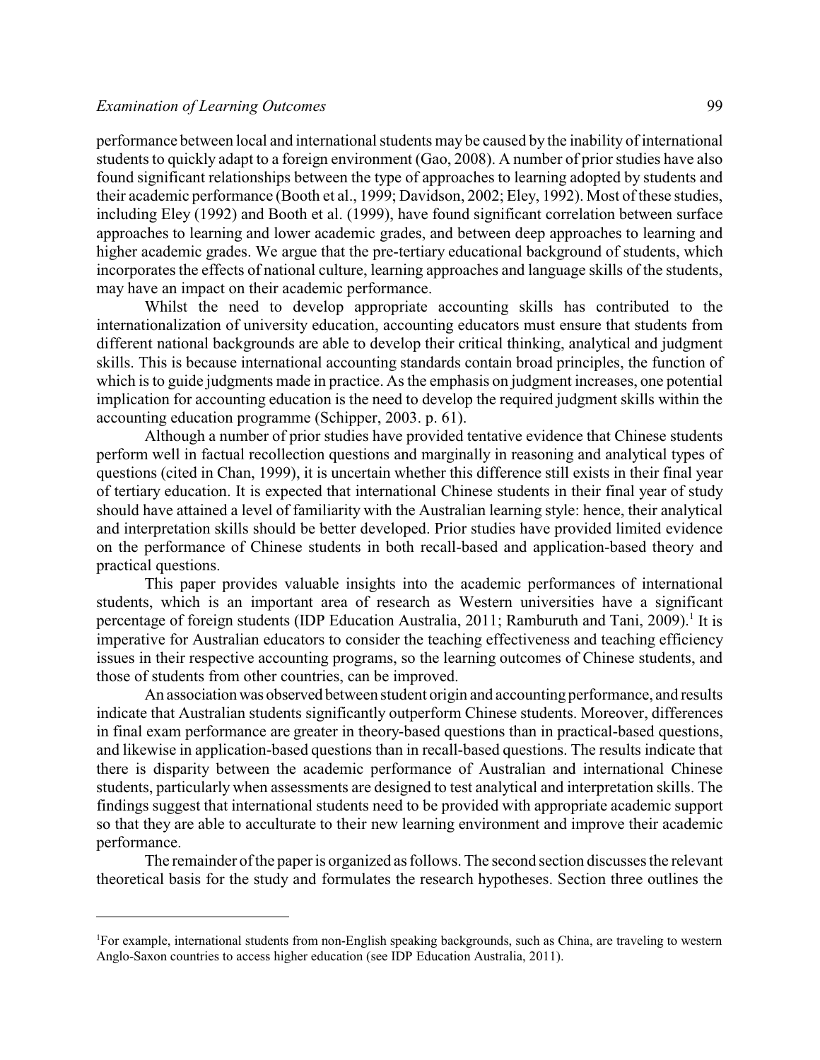performance between local and international students may be caused by the inability of international students to quickly adapt to a foreign environment (Gao, 2008). A number of prior studies have also found significant relationships between the type of approaches to learning adopted by students and their academic performance (Booth et al., 1999; Davidson, 2002; Eley, 1992). Most of these studies, including Eley (1992) and Booth et al. (1999), have found significant correlation between surface approaches to learning and lower academic grades, and between deep approaches to learning and higher academic grades. We argue that the pre-tertiary educational background of students, which incorporates the effects of national culture, learning approaches and language skills of the students, may have an impact on their academic performance.

Whilst the need to develop appropriate accounting skills has contributed to the internationalization of university education, accounting educators must ensure that students from different national backgrounds are able to develop their critical thinking, analytical and judgment skills. This is because international accounting standards contain broad principles, the function of which is to guide judgments made in practice. As the emphasis on judgment increases, one potential implication for accounting education is the need to develop the required judgment skills within the accounting education programme (Schipper, 2003. p. 61).

Although a number of prior studies have provided tentative evidence that Chinese students perform well in factual recollection questions and marginally in reasoning and analytical types of questions (cited in Chan, 1999), it is uncertain whether this difference still exists in their final year of tertiary education. It is expected that international Chinese students in their final year of study should have attained a level of familiarity with the Australian learning style: hence, their analytical and interpretation skills should be better developed. Prior studies have provided limited evidence on the performance of Chinese students in both recall-based and application-based theory and practical questions.

This paper provides valuable insights into the academic performances of international students, which is an important area of research as Western universities have a significant percentage of foreign students (IDP Education Australia, 2011; Ramburuth and Tani, 2009).[1] It is imperative for Australian educators to consider the teaching effectiveness and teaching efficiency issues in their respective accounting programs, so the learning outcomes of Chinese students, and those of students from other countries, can be improved.

An association was observed between student origin and accounting performance, and results indicate that Australian students significantly outperform Chinese students. Moreover, differences in final exam performance are greater in theory-based questions than in practical-based questions, and likewise in application-based questions than in recall-based questions. The results indicate that there is disparity between the academic performance of Australian and international Chinese students, particularly when assessments are designed to test analytical and interpretation skills. The findings suggest that international students need to be provided with appropriate academic support so that they are able to acculturate to their new learning environment and improve their academic performance.

The remainder of the paper is organized as follows. The second section discusses the relevant theoretical basis for the study and formulates the research hypotheses. Section three outlines the

---

[1] For example, international students from non-English speaking backgrounds, such as China, are traveling to western Anglo-Saxon countries to access higher education (see IDP Education Australia, 2011).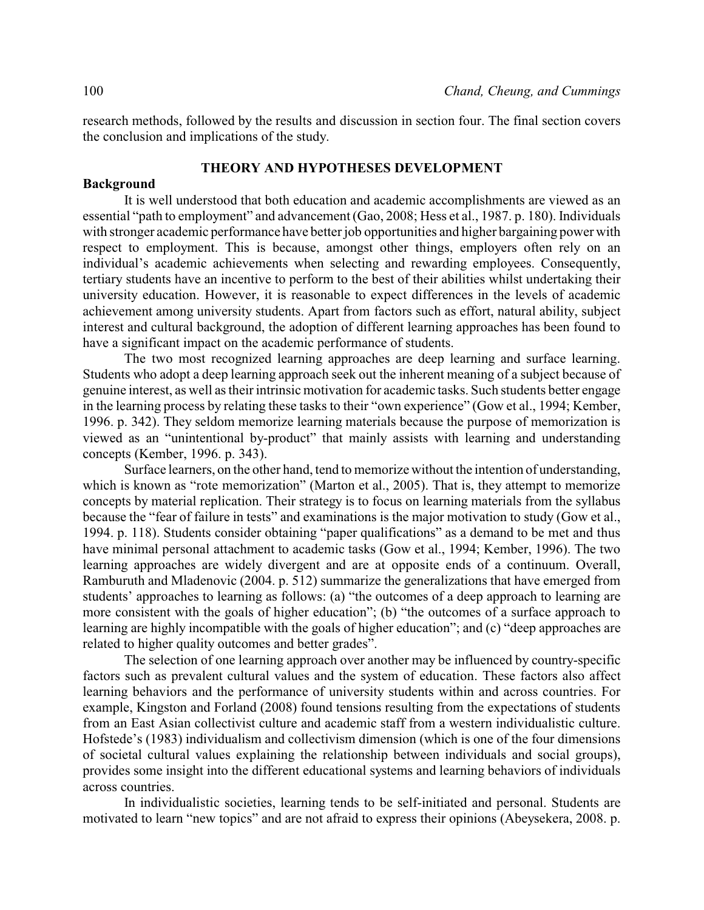research methods, followed by the results and discussion in section four. The final section covers the conclusion and implications of the study.

## THEORY AND HYPOTHESES DEVELOPMENT

### Background

It is well understood that both education and academic accomplishments are viewed as an essential "path to employment" and advancement (Gao, 2008; Hess et al., 1987. p. 180). Individuals with stronger academic performance have better job opportunities and higher bargaining power with respect to employment. This is because, amongst other things, employers often rely on an individual's academic achievements when selecting and rewarding employees. Consequently, tertiary students have an incentive to perform to the best of their abilities whilst undertaking their university education. However, it is reasonable to expect differences in the levels of academic achievement among university students. Apart from factors such as effort, natural ability, subject interest and cultural background, the adoption of different learning approaches has been found to have a significant impact on the academic performance of students.

The two most recognized learning approaches are deep learning and surface learning. Students who adopt a deep learning approach seek out the inherent meaning of a subject because of genuine interest, as well as their intrinsic motivation for academic tasks. Such students better engage in the learning process by relating these tasks to their "own experience" (Gow et al., 1994; Kember, 1996. p. 342). They seldom memorize learning materials because the purpose of memorization is viewed as an "unintentional by-product" that mainly assists with learning and understanding concepts (Kember, 1996. p. 343).

Surface learners, on the other hand, tend to memorize without the intention of understanding, which is known as "rote memorization" (Marton et al., 2005). That is, they attempt to memorize concepts by material replication. Their strategy is to focus on learning materials from the syllabus because the "fear of failure in tests" and examinations is the major motivation to study (Gow et al., 1994. p. 118). Students consider obtaining "paper qualifications" as a demand to be met and thus have minimal personal attachment to academic tasks (Gow et al., 1994; Kember, 1996). The two learning approaches are widely divergent and are at opposite ends of a continuum. Overall, Ramburuth and Mladenovic (2004. p. 512) summarize the generalizations that have emerged from students' approaches to learning as follows: (a) "the outcomes of a deep approach to learning are more consistent with the goals of higher education"; (b) "the outcomes of a surface approach to learning are highly incompatible with the goals of higher education"; and (c) "deep approaches are related to higher quality outcomes and better grades".

The selection of one learning approach over another may be influenced by country-specific factors such as prevalent cultural values and the system of education. These factors also affect learning behaviors and the performance of university students within and across countries. For example, Kingston and Forland (2008) found tensions resulting from the expectations of students from an East Asian collectivist culture and academic staff from a western individualistic culture. Hofstede's (1983) individualism and collectivism dimension (which is one of the four dimensions of societal cultural values explaining the relationship between individuals and social groups), provides some insight into the different educational systems and learning behaviors of individuals across countries.

In individualistic societies, learning tends to be self-initiated and personal. Students are motivated to learn "new topics" and are not afraid to express their opinions (Abeysekera, 2008. p.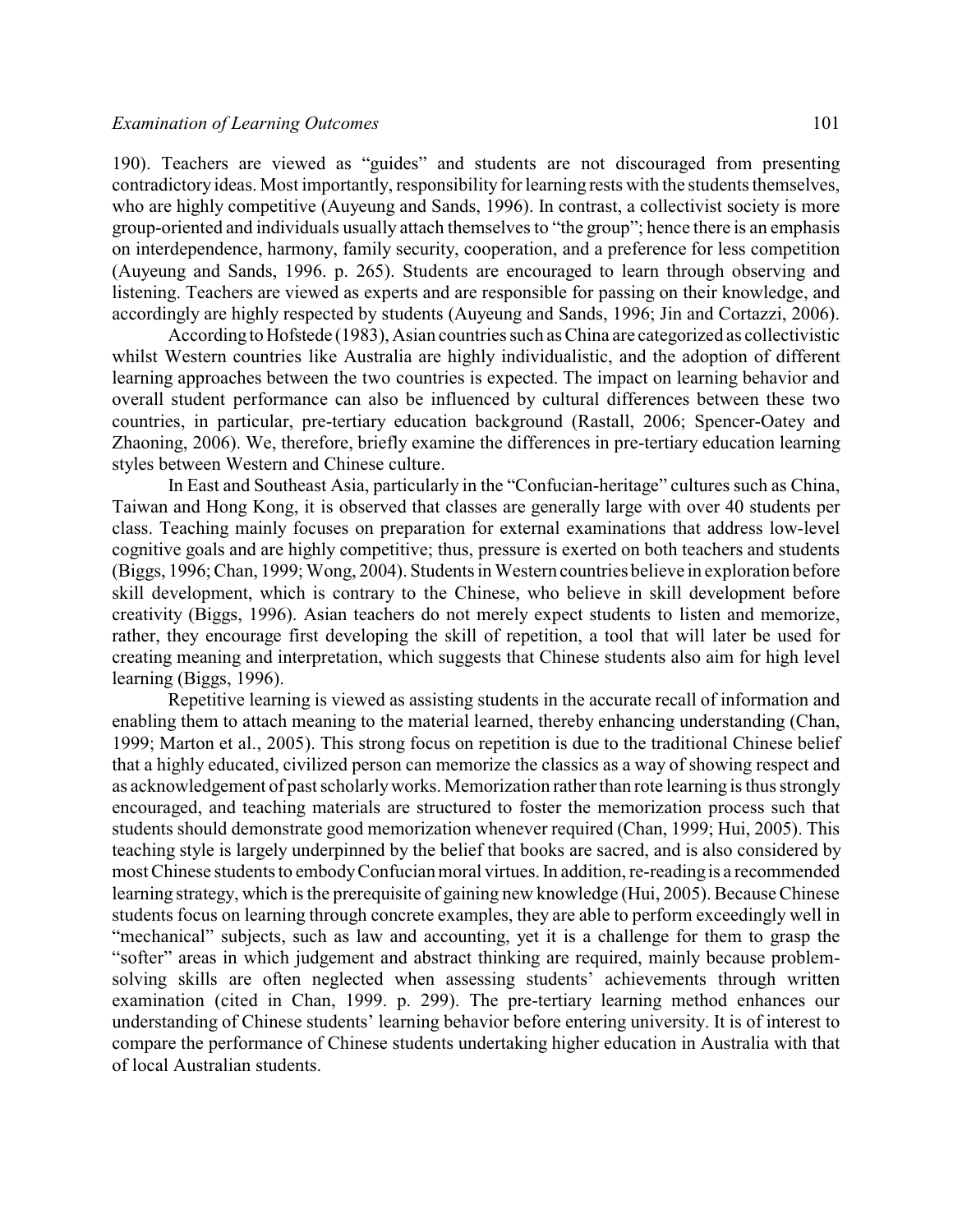190). Teachers are viewed as "guides" and students are not discouraged from presenting contradictory ideas. Most importantly, responsibility for learning rests with the students themselves, who are highly competitive (Auyeung and Sands, 1996). In contrast, a collectivist society is more group-oriented and individuals usually attach themselves to "the group"; hence there is an emphasis on interdependence, harmony, family security, cooperation, and a preference for less competition (Auyeung and Sands, 1996. p. 265). Students are encouraged to learn through observing and listening. Teachers are viewed as experts and are responsible for passing on their knowledge, and accordingly are highly respected by students (Auyeung and Sands, 1996; Jin and Cortazzi, 2006).

According to Hofstede (1983), Asian countries such as China are categorized as collectivistic whilst Western countries like Australia are highly individualistic, and the adoption of different learning approaches between the two countries is expected. The impact on learning behavior and overall student performance can also be influenced by cultural differences between these two countries, in particular, pre-tertiary education background (Rastall, 2006; Spencer-Oatey and Zhaoning, 2006). We, therefore, briefly examine the differences in pre-tertiary education learning styles between Western and Chinese culture.

In East and Southeast Asia, particularly in the "Confucian-heritage" cultures such as China, Taiwan and Hong Kong, it is observed that classes are generally large with over 40 students per class. Teaching mainly focuses on preparation for external examinations that address low-level cognitive goals and are highly competitive; thus, pressure is exerted on both teachers and students (Biggs, 1996; Chan, 1999; Wong, 2004). Students in Western countries believe in exploration before skill development, which is contrary to the Chinese, who believe in skill development before creativity (Biggs, 1996). Asian teachers do not merely expect students to listen and memorize, rather, they encourage first developing the skill of repetition, a tool that will later be used for creating meaning and interpretation, which suggests that Chinese students also aim for high level learning (Biggs, 1996).

Repetitive learning is viewed as assisting students in the accurate recall of information and enabling them to attach meaning to the material learned, thereby enhancing understanding (Chan, 1999; Marton et al., 2005). This strong focus on repetition is due to the traditional Chinese belief that a highly educated, civilized person can memorize the classics as a way of showing respect and as acknowledgement of past scholarly works. Memorization rather than rote learning is thus strongly encouraged, and teaching materials are structured to foster the memorization process such that students should demonstrate good memorization whenever required (Chan, 1999; Hui, 2005). This teaching style is largely underpinned by the belief that books are sacred, and is also considered by most Chinese students to embody Confucian moral virtues. In addition, re-reading is a recommended learning strategy, which is the prerequisite of gaining new knowledge (Hui, 2005). Because Chinese students focus on learning through concrete examples, they are able to perform exceedingly well in "mechanical" subjects, such as law and accounting, yet it is a challenge for them to grasp the "softer" areas in which judgement and abstract thinking are required, mainly because problem-solving skills are often neglected when assessing students' achievements through written examination (cited in Chan, 1999. p. 299). The pre-tertiary learning method enhances our understanding of Chinese students' learning behavior before entering university. It is of interest to compare the performance of Chinese students undertaking higher education in Australia with that of local Australian students.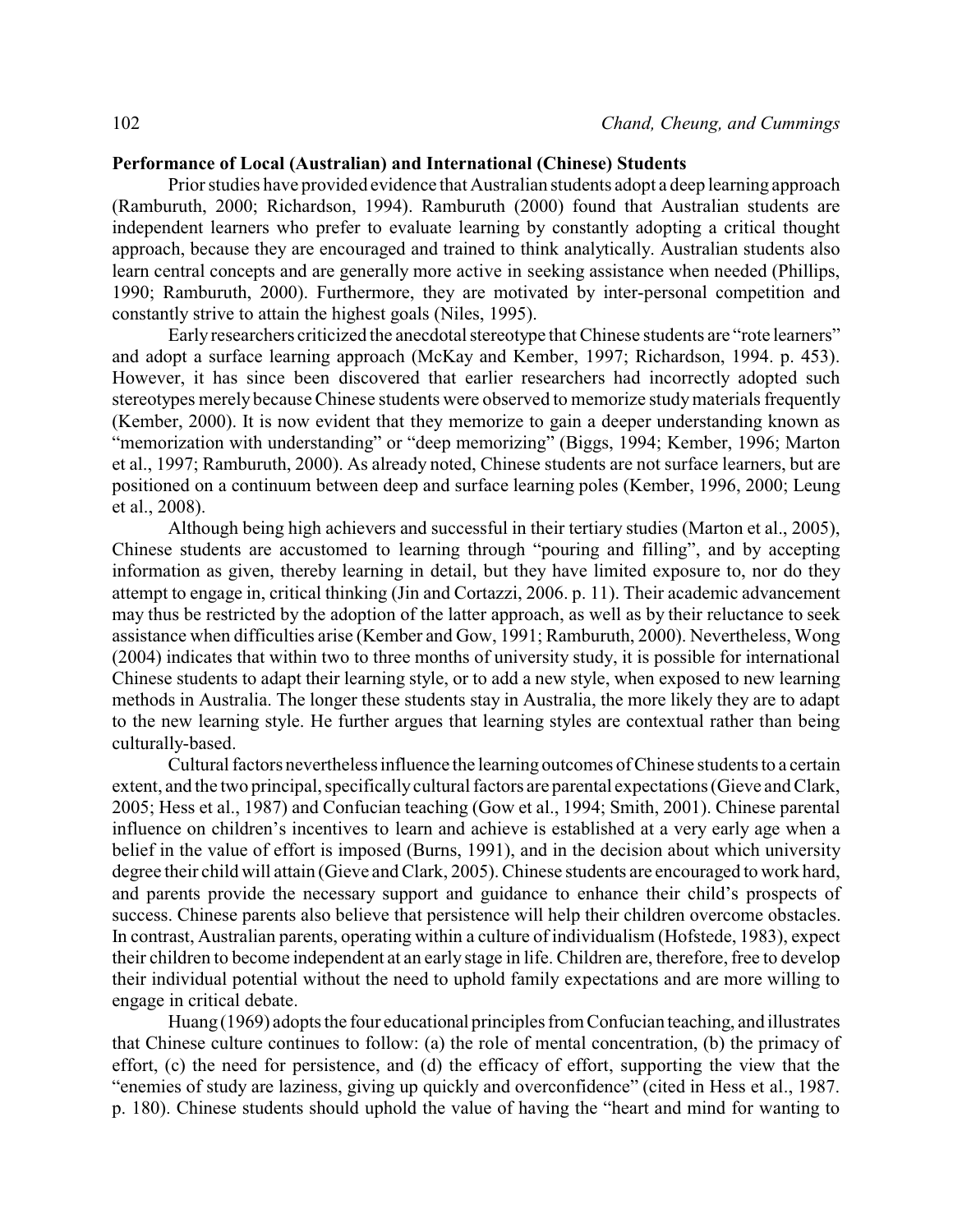**Performance of Local (Australian) and International (Chinese) Students**

Prior studies have provided evidence that Australian students adopt a deep learning approach (Ramburuth, 2000; Richardson, 1994). Ramburuth (2000) found that Australian students are independent learners who prefer to evaluate learning by constantly adopting a critical thought approach, because they are encouraged and trained to think analytically. Australian students also learn central concepts and are generally more active in seeking assistance when needed (Phillips, 1990; Ramburuth, 2000). Furthermore, they are motivated by inter-personal competition and constantly strive to attain the highest goals (Niles, 1995).

Early researchers criticized the anecdotal stereotype that Chinese students are "rote learners" and adopt a surface learning approach (McKay and Kember, 1997; Richardson, 1994. p. 453). However, it has since been discovered that earlier researchers had incorrectly adopted such stereotypes merely because Chinese students were observed to memorize study materials frequently (Kember, 2000). It is now evident that they memorize to gain a deeper understanding known as "memorization with understanding" or "deep memorizing" (Biggs, 1994; Kember, 1996; Marton et al., 1997; Ramburuth, 2000). As already noted, Chinese students are not surface learners, but are positioned on a continuum between deep and surface learning poles (Kember, 1996, 2000; Leung et al., 2008).

Although being high achievers and successful in their tertiary studies (Marton et al., 2005), Chinese students are accustomed to learning through "pouring and filling", and by accepting information as given, thereby learning in detail, but they have limited exposure to, nor do they attempt to engage in, critical thinking (Jin and Cortazzi, 2006. p. 11). Their academic advancement may thus be restricted by the adoption of the latter approach, as well as by their reluctance to seek assistance when difficulties arise (Kember and Gow, 1991; Ramburuth, 2000). Nevertheless, Wong (2004) indicates that within two to three months of university study, it is possible for international Chinese students to adapt their learning style, or to add a new style, when exposed to new learning methods in Australia. The longer these students stay in Australia, the more likely they are to adapt to the new learning style. He further argues that learning styles are contextual rather than being culturally-based.

Cultural factors nevertheless influence the learning outcomes of Chinese students to a certain extent, and the two principal, specifically cultural factors are parental expectations (Gieve and Clark, 2005; Hess et al., 1987) and Confucian teaching (Gow et al., 1994; Smith, 2001). Chinese parental influence on children's incentives to learn and achieve is established at a very early age when a belief in the value of effort is imposed (Burns, 1991), and in the decision about which university degree their child will attain (Gieve and Clark, 2005). Chinese students are encouraged to work hard, and parents provide the necessary support and guidance to enhance their child's prospects of success. Chinese parents also believe that persistence will help their children overcome obstacles. In contrast, Australian parents, operating within a culture of individualism (Hofstede, 1983), expect their children to become independent at an early stage in life. Children are, therefore, free to develop their individual potential without the need to uphold family expectations and are more willing to engage in critical debate.

Huang (1969) adopts the four educational principles from Confucian teaching, and illustrates that Chinese culture continues to follow: (a) the role of mental concentration, (b) the primacy of effort, (c) the need for persistence, and (d) the efficacy of effort, supporting the view that the "enemies of study are laziness, giving up quickly and overconfidence" (cited in Hess et al., 1987. p. 180). Chinese students should uphold the value of having the "heart and mind for wanting to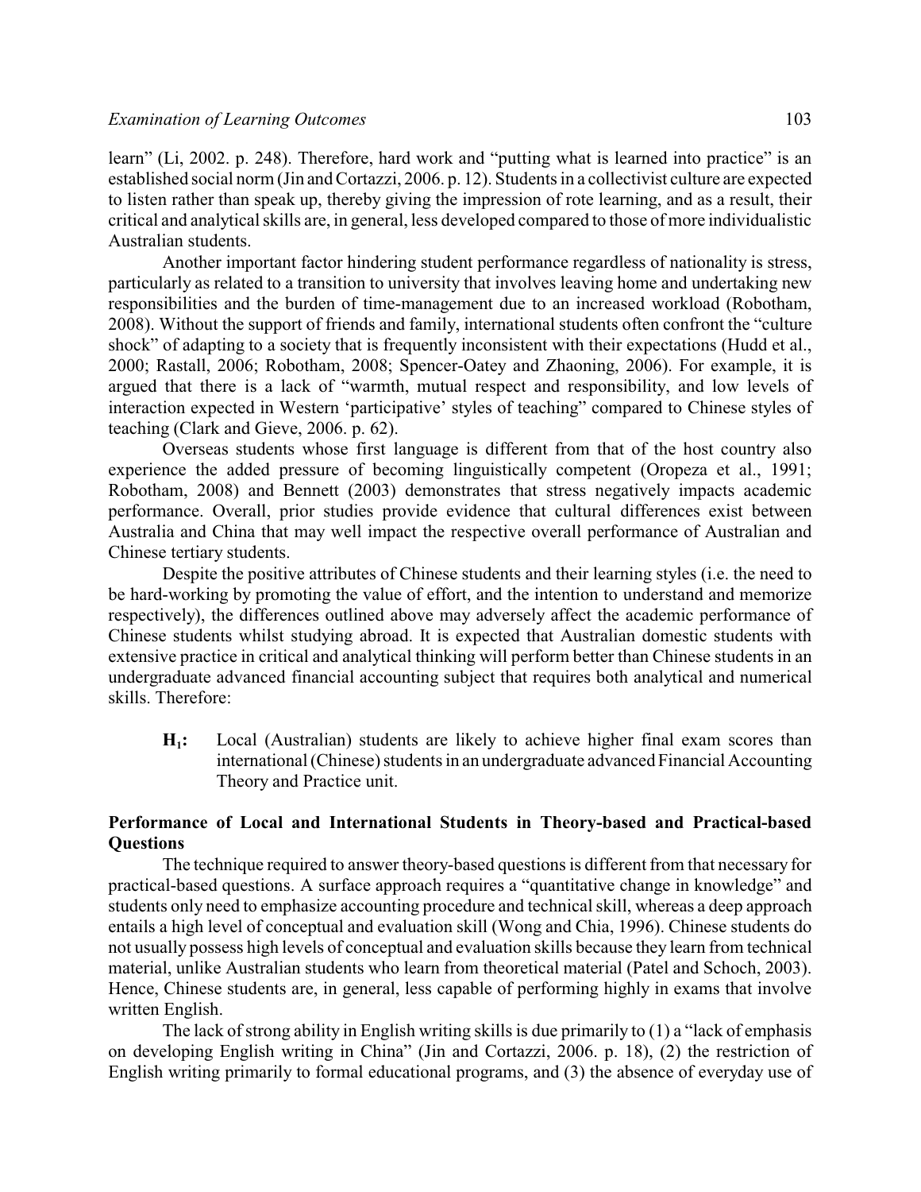learn" (Li, 2002. p. 248). Therefore, hard work and "putting what is learned into practice" is an established social norm (Jin and Cortazzi, 2006. p. 12). Students in a collectivist culture are expected to listen rather than speak up, thereby giving the impression of rote learning, and as a result, their critical and analytical skills are, in general, less developed compared to those of more individualistic Australian students.

Another important factor hindering student performance regardless of nationality is stress, particularly as related to a transition to university that involves leaving home and undertaking new responsibilities and the burden of time-management due to an increased workload (Robotham, 2008). Without the support of friends and family, international students often confront the "culture shock" of adapting to a society that is frequently inconsistent with their expectations (Hudd et al., 2000; Rastall, 2006; Robotham, 2008; Spencer-Oatey and Zhaoning, 2006). For example, it is argued that there is a lack of "warmth, mutual respect and responsibility, and low levels of interaction expected in Western 'participative' styles of teaching" compared to Chinese styles of teaching (Clark and Gieve, 2006. p. 62).

Overseas students whose first language is different from that of the host country also experience the added pressure of becoming linguistically competent (Oropeza et al., 1991; Robotham, 2008) and Bennett (2003) demonstrates that stress negatively impacts academic performance. Overall, prior studies provide evidence that cultural differences exist between Australia and China that may well impact the respective overall performance of Australian and Chinese tertiary students.

Despite the positive attributes of Chinese students and their learning styles (i.e. the need to be hard-working by promoting the value of effort, and the intention to understand and memorize respectively), the differences outlined above may adversely affect the academic performance of Chinese students whilst studying abroad. It is expected that Australian domestic students with extensive practice in critical and analytical thinking will perform better than Chinese students in an undergraduate advanced financial accounting subject that requires both analytical and numerical skills. Therefore:

> **$H_1$:** Local (Australian) students are likely to achieve higher final exam scores than international (Chinese) students in an undergraduate advanced Financial Accounting Theory and Practice unit.

### Performance of Local and International Students in Theory-based and Practical-based Questions

The technique required to answer theory-based questions is different from that necessary for practical-based questions. A surface approach requires a "quantitative change in knowledge" and students only need to emphasize accounting procedure and technical skill, whereas a deep approach entails a high level of conceptual and evaluation skill (Wong and Chia, 1996). Chinese students do not usually possess high levels of conceptual and evaluation skills because they learn from technical material, unlike Australian students who learn from theoretical material (Patel and Schoch, 2003). Hence, Chinese students are, in general, less capable of performing highly in exams that involve written English.

The lack of strong ability in English writing skills is due primarily to (1) a "lack of emphasis on developing English writing in China" (Jin and Cortazzi, 2006. p. 18), (2) the restriction of English writing primarily to formal educational programs, and (3) the absence of everyday use of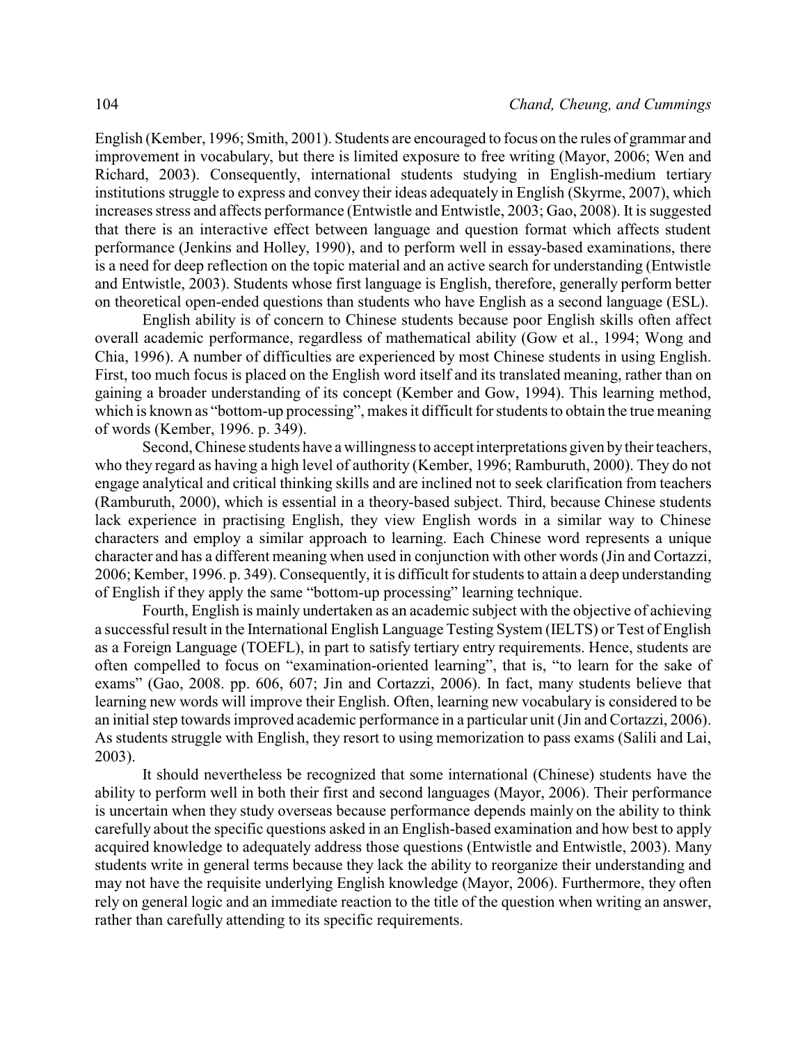English (Kember, 1996; Smith, 2001). Students are encouraged to focus on the rules of grammar and improvement in vocabulary, but there is limited exposure to free writing (Mayor, 2006; Wen and Richard, 2003). Consequently, international students studying in English-medium tertiary institutions struggle to express and convey their ideas adequately in English (Skyrme, 2007), which increases stress and affects performance (Entwistle and Entwistle, 2003; Gao, 2008). It is suggested that there is an interactive effect between language and question format which affects student performance (Jenkins and Holley, 1990), and to perform well in essay-based examinations, there is a need for deep reflection on the topic material and an active search for understanding (Entwistle and Entwistle, 2003). Students whose first language is English, therefore, generally perform better on theoretical open-ended questions than students who have English as a second language (ESL).

English ability is of concern to Chinese students because poor English skills often affect overall academic performance, regardless of mathematical ability (Gow et al., 1994; Wong and Chia, 1996). A number of difficulties are experienced by most Chinese students in using English. First, too much focus is placed on the English word itself and its translated meaning, rather than on gaining a broader understanding of its concept (Kember and Gow, 1994). This learning method, which is known as "bottom-up processing", makes it difficult for students to obtain the true meaning of words (Kember, 1996. p. 349).

Second, Chinese students have a willingness to accept interpretations given by their teachers, who they regard as having a high level of authority (Kember, 1996; Ramburuth, 2000). They do not engage analytical and critical thinking skills and are inclined not to seek clarification from teachers (Ramburuth, 2000), which is essential in a theory-based subject. Third, because Chinese students lack experience in practising English, they view English words in a similar way to Chinese characters and employ a similar approach to learning. Each Chinese word represents a unique character and has a different meaning when used in conjunction with other words (Jin and Cortazzi, 2006; Kember, 1996. p. 349). Consequently, it is difficult for students to attain a deep understanding of English if they apply the same "bottom-up processing" learning technique.

Fourth, English is mainly undertaken as an academic subject with the objective of achieving a successful result in the International English Language Testing System (IELTS) or Test of English as a Foreign Language (TOEFL), in part to satisfy tertiary entry requirements. Hence, students are often compelled to focus on "examination-oriented learning", that is, "to learn for the sake of exams" (Gao, 2008. pp. 606, 607; Jin and Cortazzi, 2006). In fact, many students believe that learning new words will improve their English. Often, learning new vocabulary is considered to be an initial step towards improved academic performance in a particular unit (Jin and Cortazzi, 2006). As students struggle with English, they resort to using memorization to pass exams (Salili and Lai, 2003).

It should nevertheless be recognized that some international (Chinese) students have the ability to perform well in both their first and second languages (Mayor, 2006). Their performance is uncertain when they study overseas because performance depends mainly on the ability to think carefully about the specific questions asked in an English-based examination and how best to apply acquired knowledge to adequately address those questions (Entwistle and Entwistle, 2003). Many students write in general terms because they lack the ability to reorganize their understanding and may not have the requisite underlying English knowledge (Mayor, 2006). Furthermore, they often rely on general logic and an immediate reaction to the title of the question when writing an answer, rather than carefully attending to its specific requirements.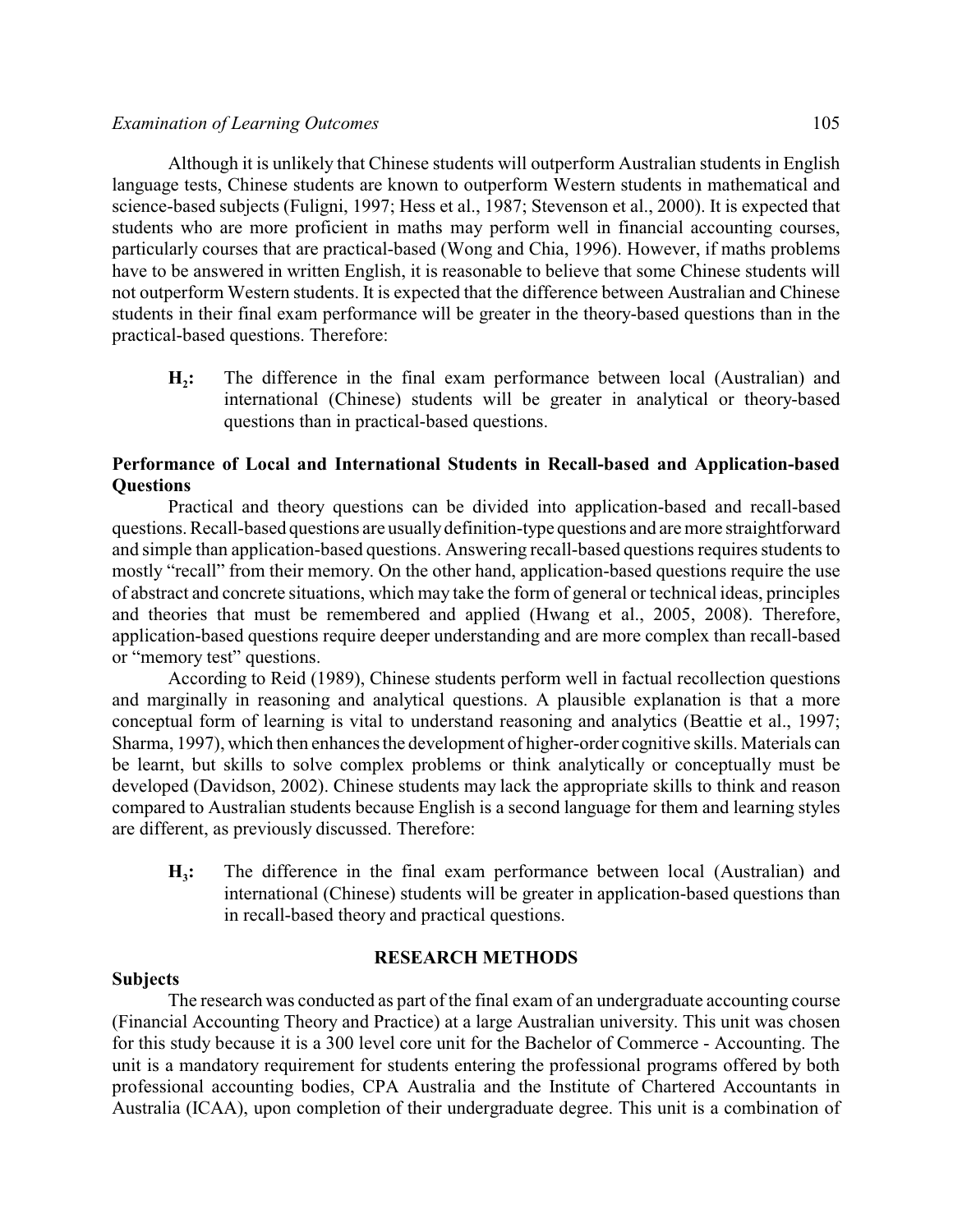Although it is unlikely that Chinese students will outperform Australian students in English language tests, Chinese students are known to outperform Western students in mathematical and science-based subjects (Fuligni, 1997; Hess et al., 1987; Stevenson et al., 2000). It is expected that students who are more proficient in maths may perform well in financial accounting courses, particularly courses that are practical-based (Wong and Chia, 1996). However, if maths problems have to be answered in written English, it is reasonable to believe that some Chinese students will not outperform Western students. It is expected that the difference between Australian and Chinese students in their final exam performance will be greater in the theory-based questions than in the practical-based questions. Therefore:

> **$H_2$:** The difference in the final exam performance between local (Australian) and international (Chinese) students will be greater in analytical or theory-based questions than in practical-based questions.

### Performance of Local and International Students in Recall-based and Application-based Questions

Practical and theory questions can be divided into application-based and recall-based questions. Recall-based questions are usually definition-type questions and are more straightforward and simple than application-based questions. Answering recall-based questions requires students to mostly "recall" from their memory. On the other hand, application-based questions require the use of abstract and concrete situations, which may take the form of general or technical ideas, principles and theories that must be remembered and applied (Hwang et al., 2005, 2008). Therefore, application-based questions require deeper understanding and are more complex than recall-based or "memory test" questions.

According to Reid (1989), Chinese students perform well in factual recollection questions and marginally in reasoning and analytical questions. A plausible explanation is that a more conceptual form of learning is vital to understand reasoning and analytics (Beattie et al., 1997; Sharma, 1997), which then enhances the development of higher-order cognitive skills. Materials can be learnt, but skills to solve complex problems or think analytically or conceptually must be developed (Davidson, 2002). Chinese students may lack the appropriate skills to think and reason compared to Australian students because English is a second language for them and learning styles are different, as previously discussed. Therefore:

> **$H_3$:** The difference in the final exam performance between local (Australian) and international (Chinese) students will be greater in application-based questions than in recall-based theory and practical questions.

## RESEARCH METHODS

### Subjects

The research was conducted as part of the final exam of an undergraduate accounting course (Financial Accounting Theory and Practice) at a large Australian university. This unit was chosen for this study because it is a 300 level core unit for the Bachelor of Commerce - Accounting. The unit is a mandatory requirement for students entering the professional programs offered by both professional accounting bodies, CPA Australia and the Institute of Chartered Accountants in Australia (ICAA), upon completion of their undergraduate degree. This unit is a combination of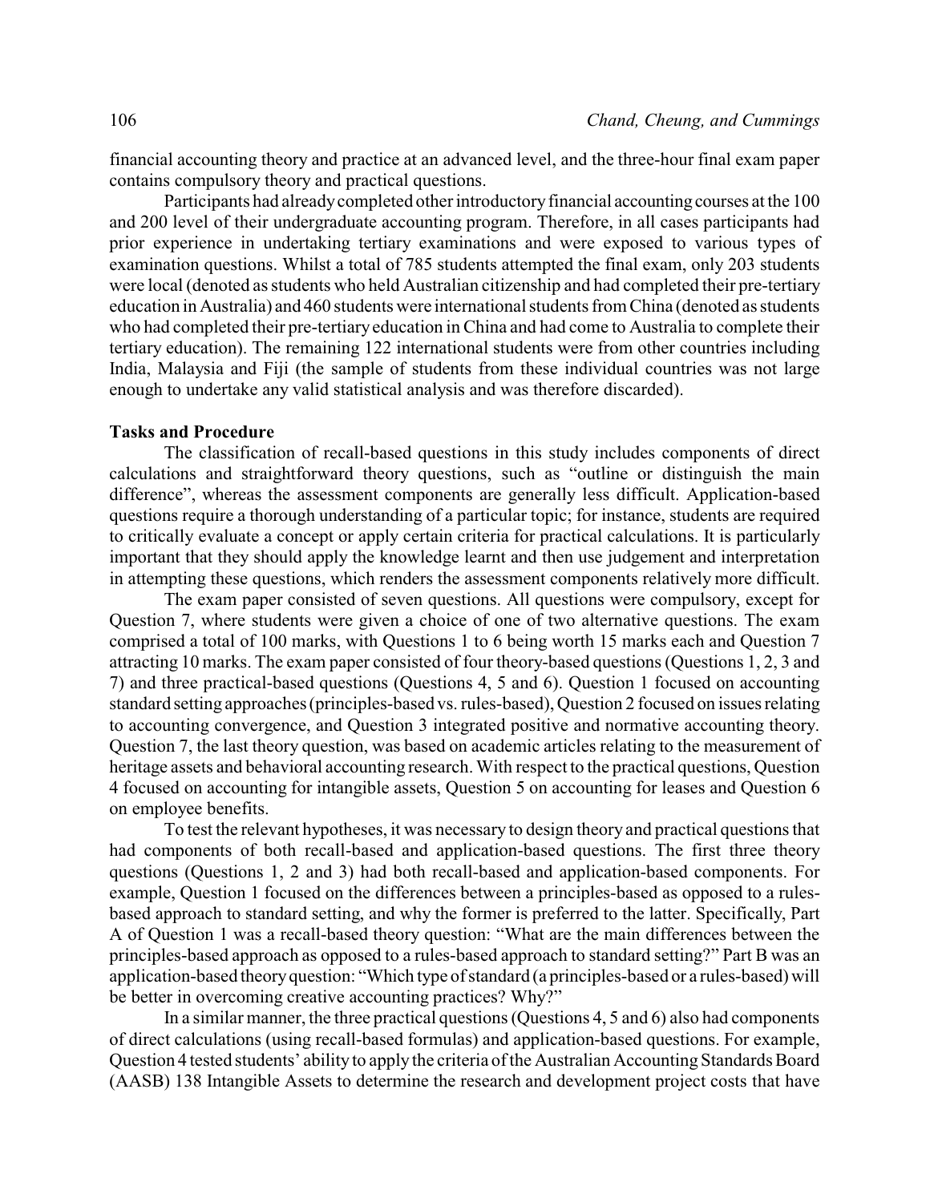financial accounting theory and practice at an advanced level, and the three-hour final exam paper contains compulsory theory and practical questions.

Participants had already completed other introductory financial accounting courses at the 100 and 200 level of their undergraduate accounting program. Therefore, in all cases participants had prior experience in undertaking tertiary examinations and were exposed to various types of examination questions. Whilst a total of 785 students attempted the final exam, only 203 students were local (denoted as students who held Australian citizenship and had completed their pre-tertiary education in Australia) and 460 students were international students from China (denoted as students who had completed their pre-tertiary education in China and had come to Australia to complete their tertiary education). The remaining 122 international students were from other countries including India, Malaysia and Fiji (the sample of students from these individual countries was not large enough to undertake any valid statistical analysis and was therefore discarded).

### Tasks and Procedure

The classification of recall-based questions in this study includes components of direct calculations and straightforward theory questions, such as "outline or distinguish the main difference", whereas the assessment components are generally less difficult. Application-based questions require a thorough understanding of a particular topic; for instance, students are required to critically evaluate a concept or apply certain criteria for practical calculations. It is particularly important that they should apply the knowledge learnt and then use judgement and interpretation in attempting these questions, which renders the assessment components relatively more difficult.

The exam paper consisted of seven questions. All questions were compulsory, except for Question 7, where students were given a choice of one of two alternative questions. The exam comprised a total of 100 marks, with Questions 1 to 6 being worth 15 marks each and Question 7 attracting 10 marks. The exam paper consisted of four theory-based questions (Questions 1, 2, 3 and 7) and three practical-based questions (Questions 4, 5 and 6). Question 1 focused on accounting standard setting approaches (principles-based vs. rules-based), Question 2 focused on issues relating to accounting convergence, and Question 3 integrated positive and normative accounting theory. Question 7, the last theory question, was based on academic articles relating to the measurement of heritage assets and behavioral accounting research. With respect to the practical questions, Question 4 focused on accounting for intangible assets, Question 5 on accounting for leases and Question 6 on employee benefits.

To test the relevant hypotheses, it was necessary to design theory and practical questions that had components of both recall-based and application-based questions. The first three theory questions (Questions 1, 2 and 3) had both recall-based and application-based components. For example, Question 1 focused on the differences between a principles-based as opposed to a rules-based approach to standard setting, and why the former is preferred to the latter. Specifically, Part A of Question 1 was a recall-based theory question: "What are the main differences between the principles-based approach as opposed to a rules-based approach to standard setting?" Part B was an application-based theory question: "Which type of standard (a principles-based or a rules-based) will be better in overcoming creative accounting practices? Why?"

In a similar manner, the three practical questions (Questions 4, 5 and 6) also had components of direct calculations (using recall-based formulas) and application-based questions. For example, Question 4 tested students' ability to apply the criteria of the Australian Accounting Standards Board (AASB) 138 Intangible Assets to determine the research and development project costs that have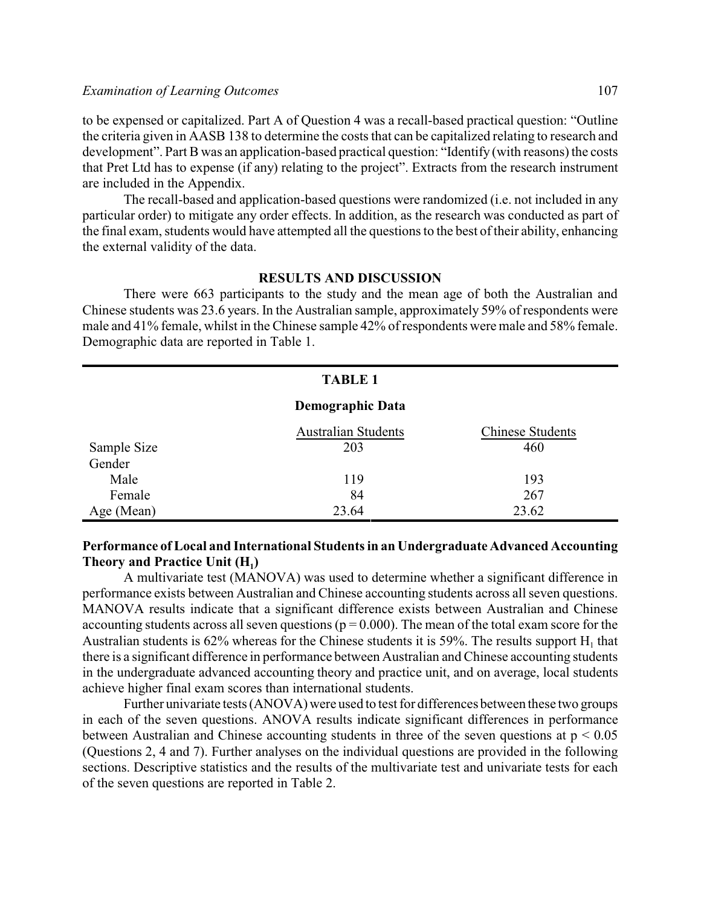to be expensed or capitalized. Part A of Question 4 was a recall-based practical question: "Outline the criteria given in AASB 138 to determine the costs that can be capitalized relating to research and development". Part B was an application-based practical question: "Identify (with reasons) the costs that Pret Ltd has to expense (if any) relating to the project". Extracts from the research instrument are included in the Appendix.

The recall-based and application-based questions were randomized (i.e. not included in any particular order) to mitigate any order effects. In addition, as the research was conducted as part of the final exam, students would have attempted all the questions to the best of their ability, enhancing the external validity of the data.

## RESULTS AND DISCUSSION

There were 663 participants to the study and the mean age of both the Australian and Chinese students was 23.6 years. In the Australian sample, approximately 59% of respondents were male and 41% female, whilst in the Chinese sample 42% of respondents were male and 58% female. Demographic data are reported in Table 1.

**TABLE 1**

**Demographic Data**

| | Australian Students | Chinese Students |
|---|---|---|
| Sample Size | 203 | 460 |
| Gender | | |
| Male | 119 | 193 |
| Female | 84 | 267 |
| Age (Mean) | 23.64 | 23.62 |

### Performance of Local and International Students in an Undergraduate Advanced Accounting Theory and Practice Unit ($H_1$)

A multivariate test (MANOVA) was used to determine whether a significant difference in performance exists between Australian and Chinese accounting students across all seven questions. MANOVA results indicate that a significant difference exists between Australian and Chinese accounting students across all seven questions ($p = 0.000$). The mean of the total exam score for the Australian students is 62% whereas for the Chinese students it is 59%. The results support $H_1$ that there is a significant difference in performance between Australian and Chinese accounting students in the undergraduate advanced accounting theory and practice unit, and on average, local students achieve higher final exam scores than international students.

Further univariate tests (ANOVA) were used to test for differences between these two groups in each of the seven questions. ANOVA results indicate significant differences in performance between Australian and Chinese accounting students in three of the seven questions at $p < 0.05$ (Questions 2, 4 and 7). Further analyses on the individual questions are provided in the following sections. Descriptive statistics and the results of the multivariate test and univariate tests for each of the seven questions are reported in Table 2.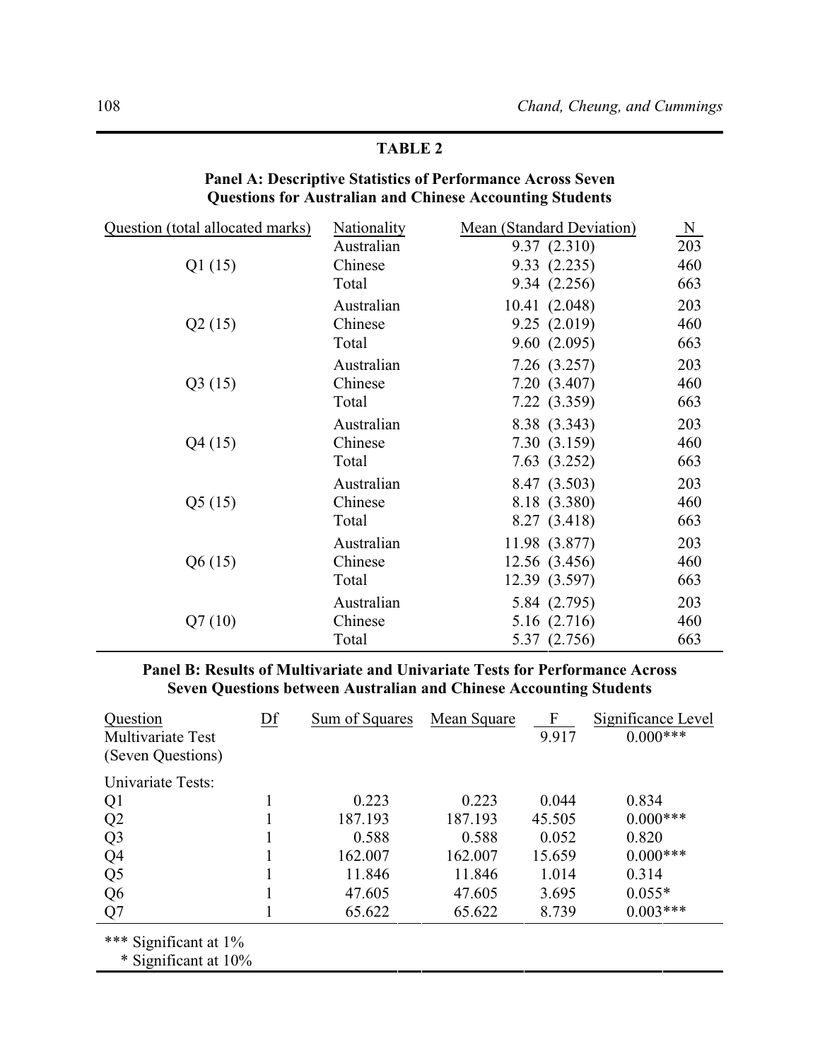**TABLE 2**

**Panel A: Descriptive Statistics of Performance Across Seven Questions for Australian and Chinese Accounting Students**

| Question (total allocated marks) | Nationality | Mean (Standard Deviation) | N |
|---|---|---|---|
| Q1 (15) | Australian | 9.37 (2.310) | 203 |
| | Chinese | 9.33 (2.235) | 460 |
| | Total | 9.34 (2.256) | 663 |
| Q2 (15) | Australian | 10.41 (2.048) | 203 |
| | Chinese | 9.25 (2.019) | 460 |
| | Total | 9.60 (2.095) | 663 |
| Q3 (15) | Australian | 7.26 (3.257) | 203 |
| | Chinese | 7.20 (3.407) | 460 |
| | Total | 7.22 (3.359) | 663 |
| Q4 (15) | Australian | 8.38 (3.343) | 203 |
| | Chinese | 7.30 (3.159) | 460 |
| | Total | 7.63 (3.252) | 663 |
| Q5 (15) | Australian | 8.47 (3.503) | 203 |
| | Chinese | 8.18 (3.380) | 460 |
| | Total | 8.27 (3.418) | 663 |
| Q6 (15) | Australian | 11.98 (3.877) | 203 |
| | Chinese | 12.56 (3.456) | 460 |
| | Total | 12.39 (3.597) | 663 |
| Q7 (10) | Australian | 5.84 (2.795) | 203 |
| | Chinese | 5.16 (2.716) | 460 |
| | Total | 5.37 (2.756) | 663 |

**Panel B: Results of Multivariate and Univariate Tests for Performance Across Seven Questions between Australian and Chinese Accounting Students**

| Question | Df | Sum of Squares | Mean Square | F | Significance Level |
|---|---|---|---|---|---|
| Multivariate Test (Seven Questions) | | | | 9.917 | 0.000*** |
| Univariate Tests: | | | | | |
| Q1 | 1 | 0.223 | 0.223 | 0.044 | 0.834 |
| Q2 | 1 | 187.193 | 187.193 | 45.505 | 0.000*** |
| Q3 | 1 | 0.588 | 0.588 | 0.052 | 0.820 |
| Q4 | 1 | 162.007 | 162.007 | 15.659 | 0.000*** |
| Q5 | 1 | 11.846 | 11.846 | 1.014 | 0.314 |
| Q6 | 1 | 47.605 | 47.605 | 3.695 | 0.055* |
| Q7 | 1 | 65.622 | 65.622 | 8.739 | 0.003*** |

*** Significant at 1%
\* Significant at 10%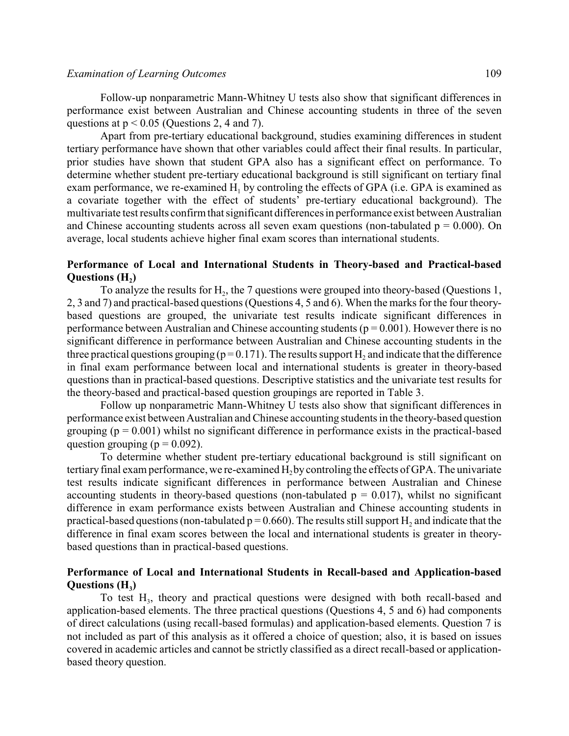Follow-up nonparametric Mann-Whitney U tests also show that significant differences in performance exist between Australian and Chinese accounting students in three of the seven questions at $p < 0.05$ (Questions 2, 4 and 7).

Apart from pre-tertiary educational background, studies examining differences in student tertiary performance have shown that other variables could affect their final results. In particular, prior studies have shown that student GPA also has a significant effect on performance. To determine whether student pre-tertiary educational background is still significant on tertiary final exam performance, we re-examined $H_1$ by controling the effects of GPA (i.e. GPA is examined as a covariate together with the effect of students' pre-tertiary educational background). The multivariate test results confirm that significant differences in performance exist between Australian and Chinese accounting students across all seven exam questions (non-tabulated $p = 0.000$). On average, local students achieve higher final exam scores than international students.

### Performance of Local and International Students in Theory-based and Practical-based Questions ($H_2$)

To analyze the results for $H_2$, the 7 questions were grouped into theory-based (Questions 1, 2, 3 and 7) and practical-based questions (Questions 4, 5 and 6). When the marks for the four theory-based questions are grouped, the univariate test results indicate significant differences in performance between Australian and Chinese accounting students ($p = 0.001$). However there is no significant difference in performance between Australian and Chinese accounting students in the three practical questions grouping ($p = 0.171$). The results support $H_2$ and indicate that the difference in final exam performance between local and international students is greater in theory-based questions than in practical-based questions. Descriptive statistics and the univariate test results for the theory-based and practical-based question groupings are reported in Table 3.

Follow up nonparametric Mann-Whitney U tests also show that significant differences in performance exist between Australian and Chinese accounting students in the theory-based question grouping ($p = 0.001$) whilst no significant difference in performance exists in the practical-based question grouping ($p = 0.092$).

To determine whether student pre-tertiary educational background is still significant on tertiary final exam performance, we re-examined $H_2$ by controling the effects of GPA. The univariate test results indicate significant differences in performance between Australian and Chinese accounting students in theory-based questions (non-tabulated $p = 0.017$), whilst no significant difference in exam performance exists between Australian and Chinese accounting students in practical-based questions (non-tabulated $p = 0.660$). The results still support $H_2$ and indicate that the difference in final exam scores between the local and international students is greater in theory-based questions than in practical-based questions.

### Performance of Local and International Students in Recall-based and Application-based Questions ($H_3$)

To test $H_3$, theory and practical questions were designed with both recall-based and application-based elements. The three practical questions (Questions 4, 5 and 6) had components of direct calculations (using recall-based formulas) and application-based elements. Question 7 is not included as part of this analysis as it offered a choice of question; also, it is based on issues covered in academic articles and cannot be strictly classified as a direct recall-based or application-based theory question.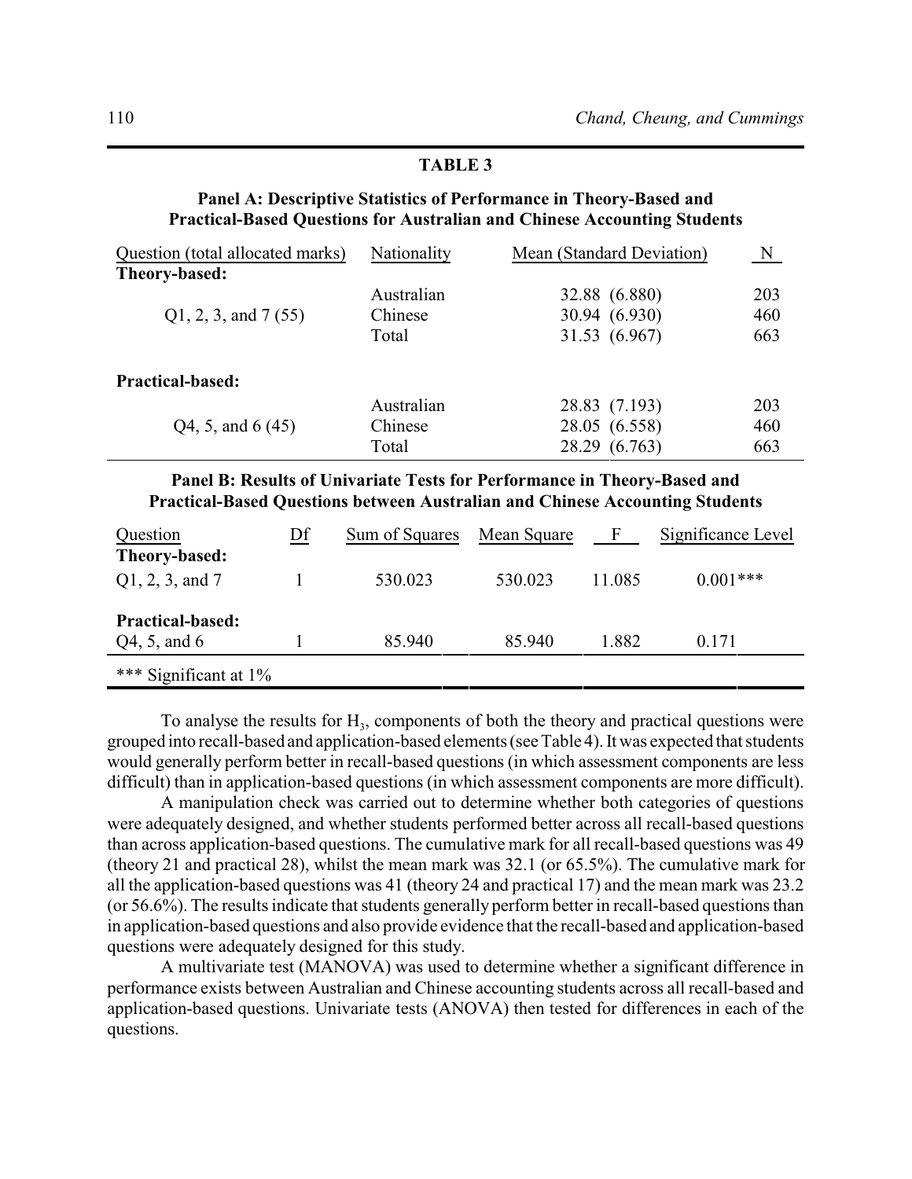**TABLE 3**

**Panel A: Descriptive Statistics of Performance in Theory-Based and Practical-Based Questions for Australian and Chinese Accounting Students**

| Question (total allocated marks) | Nationality | Mean (Standard Deviation) | N |
|---|---|---|---|
| **Theory-based:** | | | |
| | Australian | 32.88 (6.880) | 203 |
| Q1, 2, 3, and 7 (55) | Chinese | 30.94 (6.930) | 460 |
| | Total | 31.53 (6.967) | 663 |
| **Practical-based:** | | | |
| | Australian | 28.83 (7.193) | 203 |
| Q4, 5, and 6 (45) | Chinese | 28.05 (6.558) | 460 |
| | Total | 28.29 (6.763) | 663 |

**Panel B: Results of Univariate Tests for Performance in Theory-Based and Practical-Based Questions between Australian and Chinese Accounting Students**

| Question | Df | Sum of Squares | Mean Square | F | Significance Level |
|---|---|---|---|---|---|
| **Theory-based:** | | | | | |
| Q1, 2, 3, and 7 | 1 | 530.023 | 530.023 | 11.085 | 0.001*** |
| **Practical-based:** | | | | | |
| Q4, 5, and 6 | 1 | 85.940 | 85.940 | 1.882 | 0.171 |

*** Significant at 1%

To analyse the results for $H_3$, components of both the theory and practical questions were grouped into recall-based and application-based elements (see Table 4). It was expected that students would generally perform better in recall-based questions (in which assessment components are less difficult) than in application-based questions (in which assessment components are more difficult).

A manipulation check was carried out to determine whether both categories of questions were adequately designed, and whether students performed better across all recall-based questions than across application-based questions. The cumulative mark for all recall-based questions was 49 (theory 21 and practical 28), whilst the mean mark was 32.1 (or 65.5%). The cumulative mark for all the application-based questions was 41 (theory 24 and practical 17) and the mean mark was 23.2 (or 56.6%). The results indicate that students generally perform better in recall-based questions than in application-based questions and also provide evidence that the recall-based and application-based questions were adequately designed for this study.

A multivariate test (MANOVA) was used to determine whether a significant difference in performance exists between Australian and Chinese accounting students across all recall-based and application-based questions. Univariate tests (ANOVA) then tested for differences in each of the questions.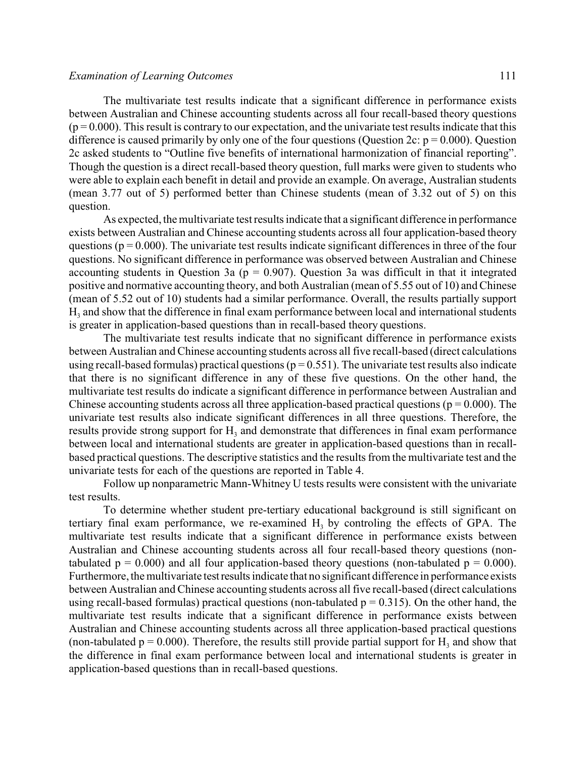The multivariate test results indicate that a significant difference in performance exists between Australian and Chinese accounting students across all four recall-based theory questions ($p = 0.000$). This result is contrary to our expectation, and the univariate test results indicate that this difference is caused primarily by only one of the four questions (Question 2c: $p = 0.000$). Question 2c asked students to "Outline five benefits of international harmonization of financial reporting". Though the question is a direct recall-based theory question, full marks were given to students who were able to explain each benefit in detail and provide an example. On average, Australian students (mean 3.77 out of 5) performed better than Chinese students (mean of 3.32 out of 5) on this question.

As expected, the multivariate test results indicate that a significant difference in performance exists between Australian and Chinese accounting students across all four application-based theory questions ($p = 0.000$). The univariate test results indicate significant differences in three of the four questions. No significant difference in performance was observed between Australian and Chinese accounting students in Question 3a ($p = 0.907$). Question 3a was difficult in that it integrated positive and normative accounting theory, and both Australian (mean of 5.55 out of 10) and Chinese (mean of 5.52 out of 10) students had a similar performance. Overall, the results partially support $H_3$ and show that the difference in final exam performance between local and international students is greater in application-based questions than in recall-based theory questions.

The multivariate test results indicate that no significant difference in performance exists between Australian and Chinese accounting students across all five recall-based (direct calculations using recall-based formulas) practical questions ($p = 0.551$). The univariate test results also indicate that there is no significant difference in any of these five questions. On the other hand, the multivariate test results do indicate a significant difference in performance between Australian and Chinese accounting students across all three application-based practical questions ($p = 0.000$). The univariate test results also indicate significant differences in all three questions. Therefore, the results provide strong support for $H_3$ and demonstrate that differences in final exam performance between local and international students are greater in application-based questions than in recall-based practical questions. The descriptive statistics and the results from the multivariate test and the univariate tests for each of the questions are reported in Table 4.

Follow up nonparametric Mann-Whitney U tests results were consistent with the univariate test results.

To determine whether student pre-tertiary educational background is still significant on tertiary final exam performance, we re-examined $H_3$ by controling the effects of GPA. The multivariate test results indicate that a significant difference in performance exists between Australian and Chinese accounting students across all four recall-based theory questions (non-tabulated $p = 0.000$) and all four application-based theory questions (non-tabulated $p = 0.000$). Furthermore, the multivariate test results indicate that no significant difference in performance exists between Australian and Chinese accounting students across all five recall-based (direct calculations using recall-based formulas) practical questions (non-tabulated $p = 0.315$). On the other hand, the multivariate test results indicate that a significant difference in performance exists between Australian and Chinese accounting students across all three application-based practical questions (non-tabulated $p = 0.000$). Therefore, the results still provide partial support for $H_3$ and show that the difference in final exam performance between local and international students is greater in application-based questions than in recall-based questions.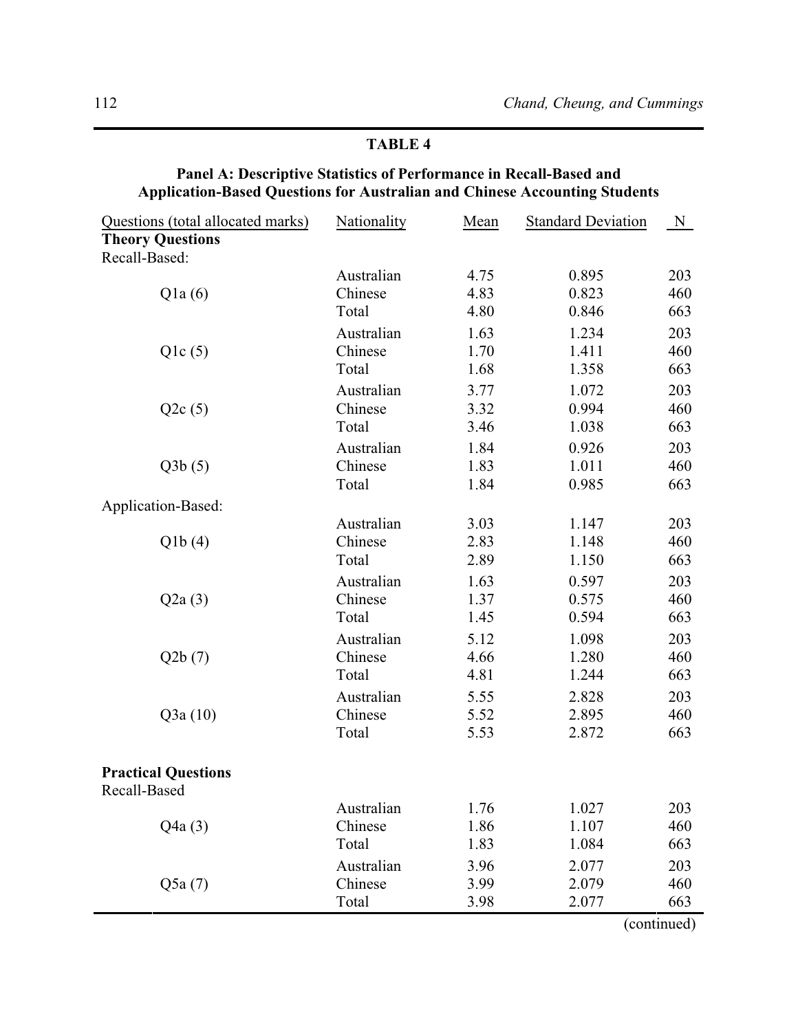**TABLE 4**

**Panel A: Descriptive Statistics of Performance in Recall-Based and Application-Based Questions for Australian and Chinese Accounting Students**

| Questions (total allocated marks) | Nationality | Mean | Standard Deviation | N |
|---|---|---|---|---|
| **Theory Questions** | | | | |
| Recall-Based: | | | | |
| | Australian | 4.75 | 0.895 | 203 |
| Q1a (6) | Chinese | 4.83 | 0.823 | 460 |
| | Total | 4.80 | 0.846 | 663 |
| | Australian | 1.63 | 1.234 | 203 |
| Q1c (5) | Chinese | 1.70 | 1.411 | 460 |
| | Total | 1.68 | 1.358 | 663 |
| | Australian | 3.77 | 1.072 | 203 |
| Q2c (5) | Chinese | 3.32 | 0.994 | 460 |
| | Total | 3.46 | 1.038 | 663 |
| | Australian | 1.84 | 0.926 | 203 |
| Q3b (5) | Chinese | 1.83 | 1.011 | 460 |
| | Total | 1.84 | 0.985 | 663 |
| Application-Based: | | | | |
| | Australian | 3.03 | 1.147 | 203 |
| Q1b (4) | Chinese | 2.83 | 1.148 | 460 |
| | Total | 2.89 | 1.150 | 663 |
| | Australian | 1.63 | 0.597 | 203 |
| Q2a (3) | Chinese | 1.37 | 0.575 | 460 |
| | Total | 1.45 | 0.594 | 663 |
| | Australian | 5.12 | 1.098 | 203 |
| Q2b (7) | Chinese | 4.66 | 1.280 | 460 |
| | Total | 4.81 | 1.244 | 663 |
| | Australian | 5.55 | 2.828 | 203 |
| Q3a (10) | Chinese | 5.52 | 2.895 | 460 |
| | Total | 5.53 | 2.872 | 663 |
| **Practical Questions** | | | | |
| Recall-Based | | | | |
| | Australian | 1.76 | 1.027 | 203 |
| Q4a (3) | Chinese | 1.86 | 1.107 | 460 |
| | Total | 1.83 | 1.084 | 663 |
| | Australian | 3.96 | 2.077 | 203 |
| Q5a (7) | Chinese | 3.99 | 2.079 | 460 |
| | Total | 3.98 | 2.077 | 663 |

(continued)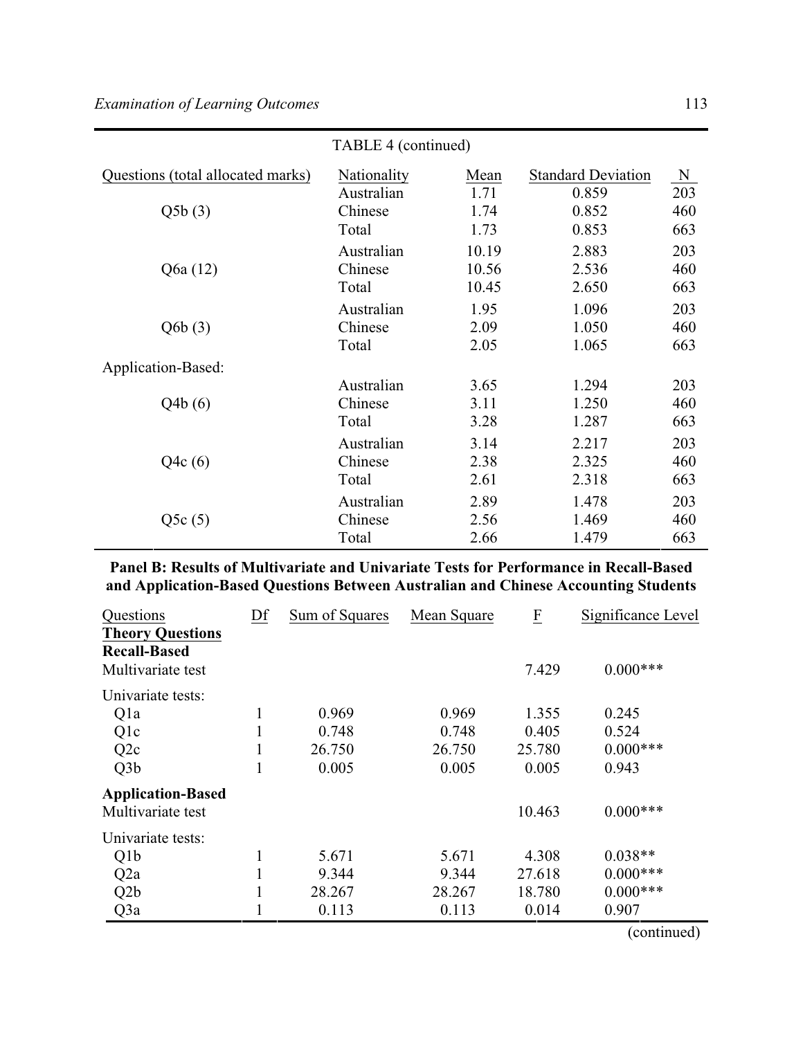TABLE 4 (continued)

| Questions (total allocated marks) | Nationality | Mean | Standard Deviation | N |
|---|---|---|---|---|
| | Australian | 1.71 | 0.859 | 203 |
| Q5b (3) | Chinese | 1.74 | 0.852 | 460 |
| | Total | 1.73 | 0.853 | 663 |
| | Australian | 10.19 | 2.883 | 203 |
| Q6a (12) | Chinese | 10.56 | 2.536 | 460 |
| | Total | 10.45 | 2.650 | 663 |
| | Australian | 1.95 | 1.096 | 203 |
| Q6b (3) | Chinese | 2.09 | 1.050 | 460 |
| | Total | 2.05 | 1.065 | 663 |
| Application-Based: | | | | |
| | Australian | 3.65 | 1.294 | 203 |
| Q4b (6) | Chinese | 3.11 | 1.250 | 460 |
| | Total | 3.28 | 1.287 | 663 |
| | Australian | 3.14 | 2.217 | 203 |
| Q4c (6) | Chinese | 2.38 | 2.325 | 460 |
| | Total | 2.61 | 2.318 | 663 |
| | Australian | 2.89 | 1.478 | 203 |
| Q5c (5) | Chinese | 2.56 | 1.469 | 460 |
| | Total | 2.66 | 1.479 | 663 |

**Panel B: Results of Multivariate and Univariate Tests for Performance in Recall-Based and Application-Based Questions Between Australian and Chinese Accounting Students**

| Questions | Df | Sum of Squares | Mean Square | F | Significance Level |
|---|---|---|---|---|---|
| **Theory Questions** | | | | | |
| **Recall-Based** | | | | | |
| Multivariate test | | | | 7.429 | 0.000*** |
| Univariate tests: | | | | | |
| Q1a | 1 | 0.969 | 0.969 | 1.355 | 0.245 |
| Q1c | 1 | 0.748 | 0.748 | 0.405 | 0.524 |
| Q2c | 1 | 26.750 | 26.750 | 25.780 | 0.000*** |
| Q3b | 1 | 0.005 | 0.005 | 0.005 | 0.943 |
| **Application-Based** | | | | | |
| Multivariate test | | | | 10.463 | 0.000*** |
| Univariate tests: | | | | | |
| Q1b | 1 | 5.671 | 5.671 | 4.308 | 0.038** |
| Q2a | 1 | 9.344 | 9.344 | 27.618 | 0.000*** |
| Q2b | 1 | 28.267 | 28.267 | 18.780 | 0.000*** |
| Q3a | 1 | 0.113 | 0.113 | 0.014 | 0.907 |

(continued)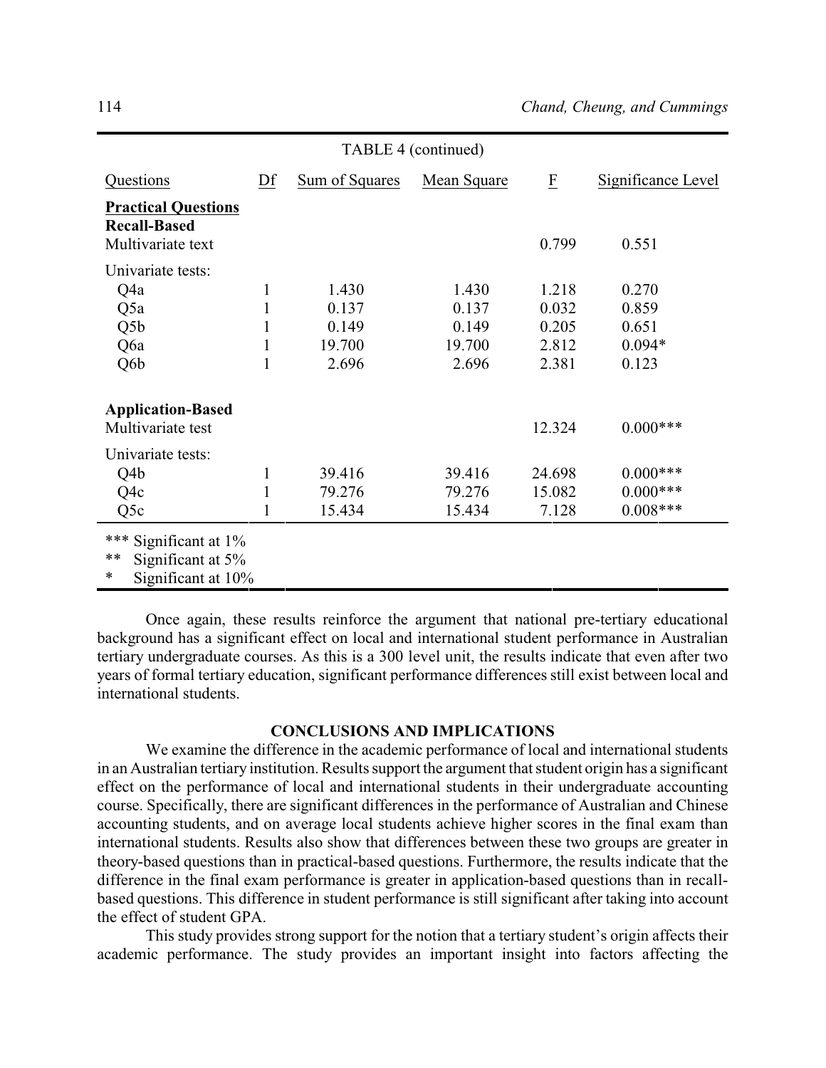TABLE 4 (continued)

| Questions | Df | Sum of Squares | Mean Square | F | Significance Level |
|---|---|---|---|---|---|
| **Practical Questions** | | | | | |
| **Recall-Based** | | | | | |
| Multivariate text | | | | 0.799 | 0.551 |
| Univariate tests: | | | | | |
| Q4a | 1 | 1.430 | 1.430 | 1.218 | 0.270 |
| Q5a | 1 | 0.137 | 0.137 | 0.032 | 0.859 |
| Q5b | 1 | 0.149 | 0.149 | 0.205 | 0.651 |
| Q6a | 1 | 19.700 | 19.700 | 2.812 | 0.094* |
| Q6b | 1 | 2.696 | 2.696 | 2.381 | 0.123 |
| **Application-Based** | | | | | |
| Multivariate test | | | | 12.324 | 0.000*** |
| Univariate tests: | | | | | |
| Q4b | 1 | 39.416 | 39.416 | 24.698 | 0.000*** |
| Q4c | 1 | 79.276 | 79.276 | 15.082 | 0.000*** |
| Q5c | 1 | 15.434 | 15.434 | 7.128 | 0.008*** |

*** Significant at 1%
** Significant at 5%
* Significant at 10%

Once again, these results reinforce the argument that national pre-tertiary educational background has a significant effect on local and international student performance in Australian tertiary undergraduate courses. As this is a 300 level unit, the results indicate that even after two years of formal tertiary education, significant performance differences still exist between local and international students.

## CONCLUSIONS AND IMPLICATIONS

We examine the difference in the academic performance of local and international students in an Australian tertiary institution. Results support the argument that student origin has a significant effect on the performance of local and international students in their undergraduate accounting course. Specifically, there are significant differences in the performance of Australian and Chinese accounting students, and on average local students achieve higher scores in the final exam than international students. Results also show that differences between these two groups are greater in theory-based questions than in practical-based questions. Furthermore, the results indicate that the difference in the final exam performance is greater in application-based questions than in recall-based questions. This difference in student performance is still significant after taking into account the effect of student GPA.

This study provides strong support for the notion that a tertiary student's origin affects their academic performance. The study provides an important insight into factors affecting the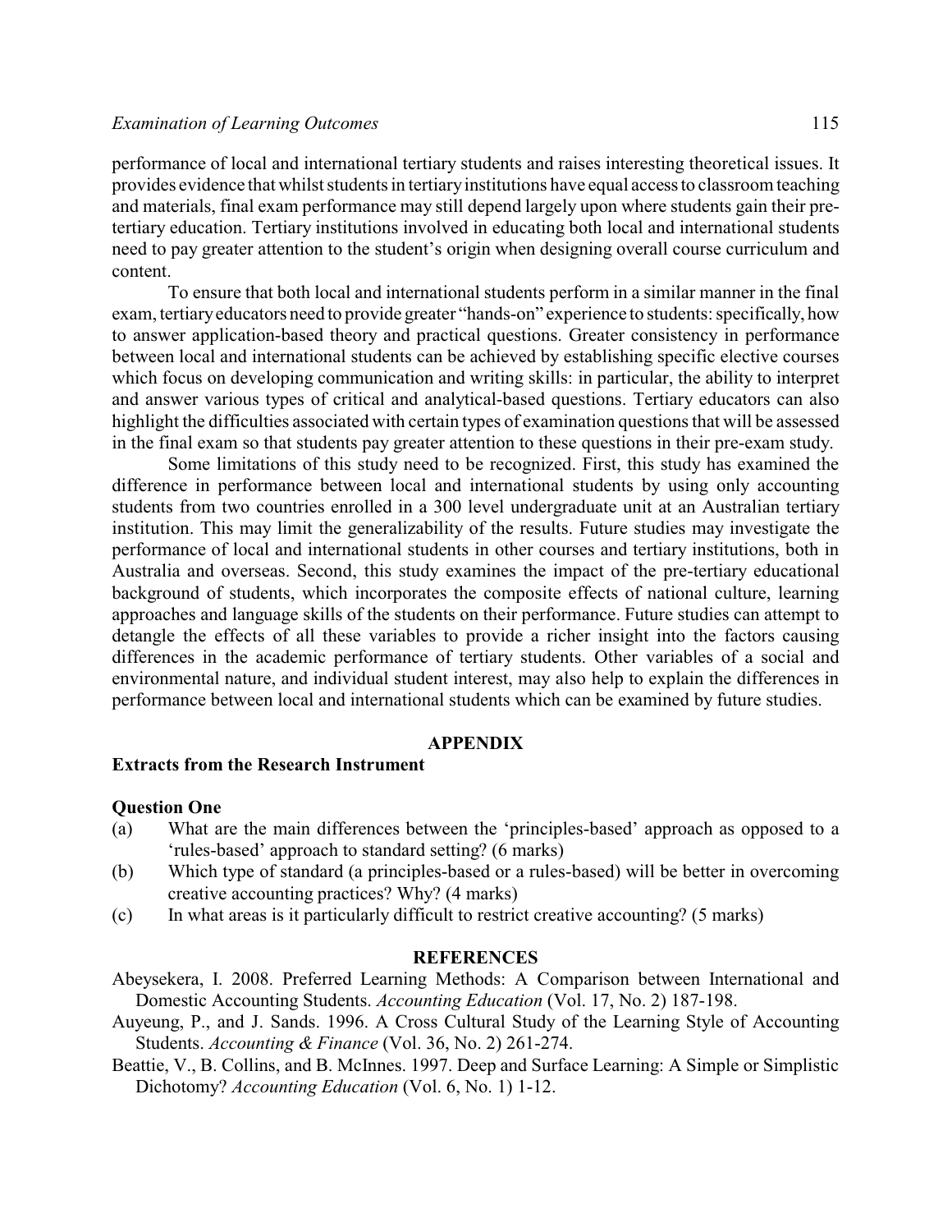performance of local and international tertiary students and raises interesting theoretical issues. It provides evidence that whilst students in tertiary institutions have equal access to classroom teaching and materials, final exam performance may still depend largely upon where students gain their pre-tertiary education. Tertiary institutions involved in educating both local and international students need to pay greater attention to the student's origin when designing overall course curriculum and content.

To ensure that both local and international students perform in a similar manner in the final exam, tertiary educators need to provide greater "hands-on" experience to students: specifically, how to answer application-based theory and practical questions. Greater consistency in performance between local and international students can be achieved by establishing specific elective courses which focus on developing communication and writing skills: in particular, the ability to interpret and answer various types of critical and analytical-based questions. Tertiary educators can also highlight the difficulties associated with certain types of examination questions that will be assessed in the final exam so that students pay greater attention to these questions in their pre-exam study.

Some limitations of this study need to be recognized. First, this study has examined the difference in performance between local and international students by using only accounting students from two countries enrolled in a 300 level undergraduate unit at an Australian tertiary institution. This may limit the generalizability of the results. Future studies may investigate the performance of local and international students in other courses and tertiary institutions, both in Australia and overseas. Second, this study examines the impact of the pre-tertiary educational background of students, which incorporates the composite effects of national culture, learning approaches and language skills of the students on their performance. Future studies can attempt to detangle the effects of all these variables to provide a richer insight into the factors causing differences in the academic performance of tertiary students. Other variables of a social and environmental nature, and individual student interest, may also help to explain the differences in performance between local and international students which can be examined by future studies.

## APPENDIX

### Extracts from the Research Instrument

**Question One**

(a) What are the main differences between the 'principles-based' approach as opposed to a 'rules-based' approach to standard setting? (6 marks)

(b) Which type of standard (a principles-based or a rules-based) will be better in overcoming creative accounting practices? Why? (4 marks)

(c) In what areas is it particularly difficult to restrict creative accounting? (5 marks)

## REFERENCES

Abeysekera, I. 2008. Preferred Learning Methods: A Comparison between International and Domestic Accounting Students. *Accounting Education* (Vol. 17, No. 2) 187-198.

Auyeung, P., and J. Sands. 1996. A Cross Cultural Study of the Learning Style of Accounting Students. *Accounting & Finance* (Vol. 36, No. 2) 261-274.

Beattie, V., B. Collins, and B. McInnes. 1997. Deep and Surface Learning: A Simple or Simplistic Dichotomy? *Accounting Education* (Vol. 6, No. 1) 1-12.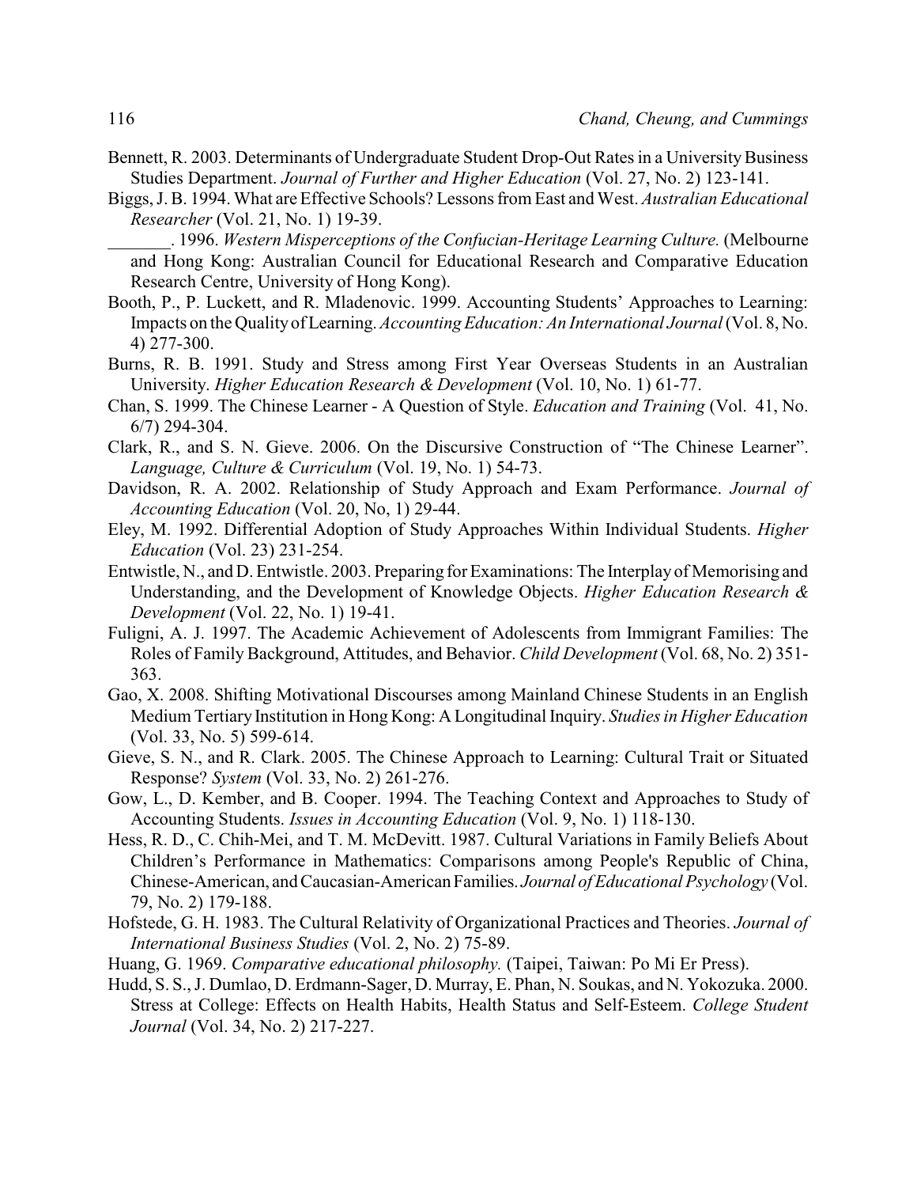Bennett, R. 2003. Determinants of Undergraduate Student Drop-Out Rates in a University Business Studies Department. *Journal of Further and Higher Education* (Vol. 27, No. 2) 123-141.

Biggs, J. B. 1994. What are Effective Schools? Lessons from East and West. *Australian Educational Researcher* (Vol. 21, No. 1) 19-39.

_______. 1996. *Western Misperceptions of the Confucian-Heritage Learning Culture.* (Melbourne and Hong Kong: Australian Council for Educational Research and Comparative Education Research Centre, University of Hong Kong).

Booth, P., P. Luckett, and R. Mladenovic. 1999. Accounting Students' Approaches to Learning: Impacts on the Quality of Learning. *Accounting Education: An International Journal* (Vol. 8, No. 4) 277-300.

Burns, R. B. 1991. Study and Stress among First Year Overseas Students in an Australian University. *Higher Education Research & Development* (Vol. 10, No. 1) 61-77.

Chan, S. 1999. The Chinese Learner - A Question of Style. *Education and Training* (Vol. 41, No. 6/7) 294-304.

Clark, R., and S. N. Gieve. 2006. On the Discursive Construction of "The Chinese Learner". *Language, Culture & Curriculum* (Vol. 19, No. 1) 54-73.

Davidson, R. A. 2002. Relationship of Study Approach and Exam Performance. *Journal of Accounting Education* (Vol. 20, No, 1) 29-44.

Eley, M. 1992. Differential Adoption of Study Approaches Within Individual Students. *Higher Education* (Vol. 23) 231-254.

Entwistle, N., and D. Entwistle. 2003. Preparing for Examinations: The Interplay of Memorising and Understanding, and the Development of Knowledge Objects. *Higher Education Research & Development* (Vol. 22, No. 1) 19-41.

Fuligni, A. J. 1997. The Academic Achievement of Adolescents from Immigrant Families: The Roles of Family Background, Attitudes, and Behavior. *Child Development* (Vol. 68, No. 2) 351-363.

Gao, X. 2008. Shifting Motivational Discourses among Mainland Chinese Students in an English Medium Tertiary Institution in Hong Kong: A Longitudinal Inquiry. *Studies in Higher Education* (Vol. 33, No. 5) 599-614.

Gieve, S. N., and R. Clark. 2005. The Chinese Approach to Learning: Cultural Trait or Situated Response? *System* (Vol. 33, No. 2) 261-276.

Gow, L., D. Kember, and B. Cooper. 1994. The Teaching Context and Approaches to Study of Accounting Students. *Issues in Accounting Education* (Vol. 9, No. 1) 118-130.

Hess, R. D., C. Chih-Mei, and T. M. McDevitt. 1987. Cultural Variations in Family Beliefs About Children's Performance in Mathematics: Comparisons among People's Republic of China, Chinese-American, and Caucasian-American Families. *Journal of Educational Psychology* (Vol. 79, No. 2) 179-188.

Hofstede, G. H. 1983. The Cultural Relativity of Organizational Practices and Theories. *Journal of International Business Studies* (Vol. 2, No. 2) 75-89.

Huang, G. 1969. *Comparative educational philosophy.* (Taipei, Taiwan: Po Mi Er Press).

Hudd, S. S., J. Dumlao, D. Erdmann-Sager, D. Murray, E. Phan, N. Soukas, and N. Yokozuka. 2000. Stress at College: Effects on Health Habits, Health Status and Self-Esteem. *College Student Journal* (Vol. 34, No. 2) 217-227.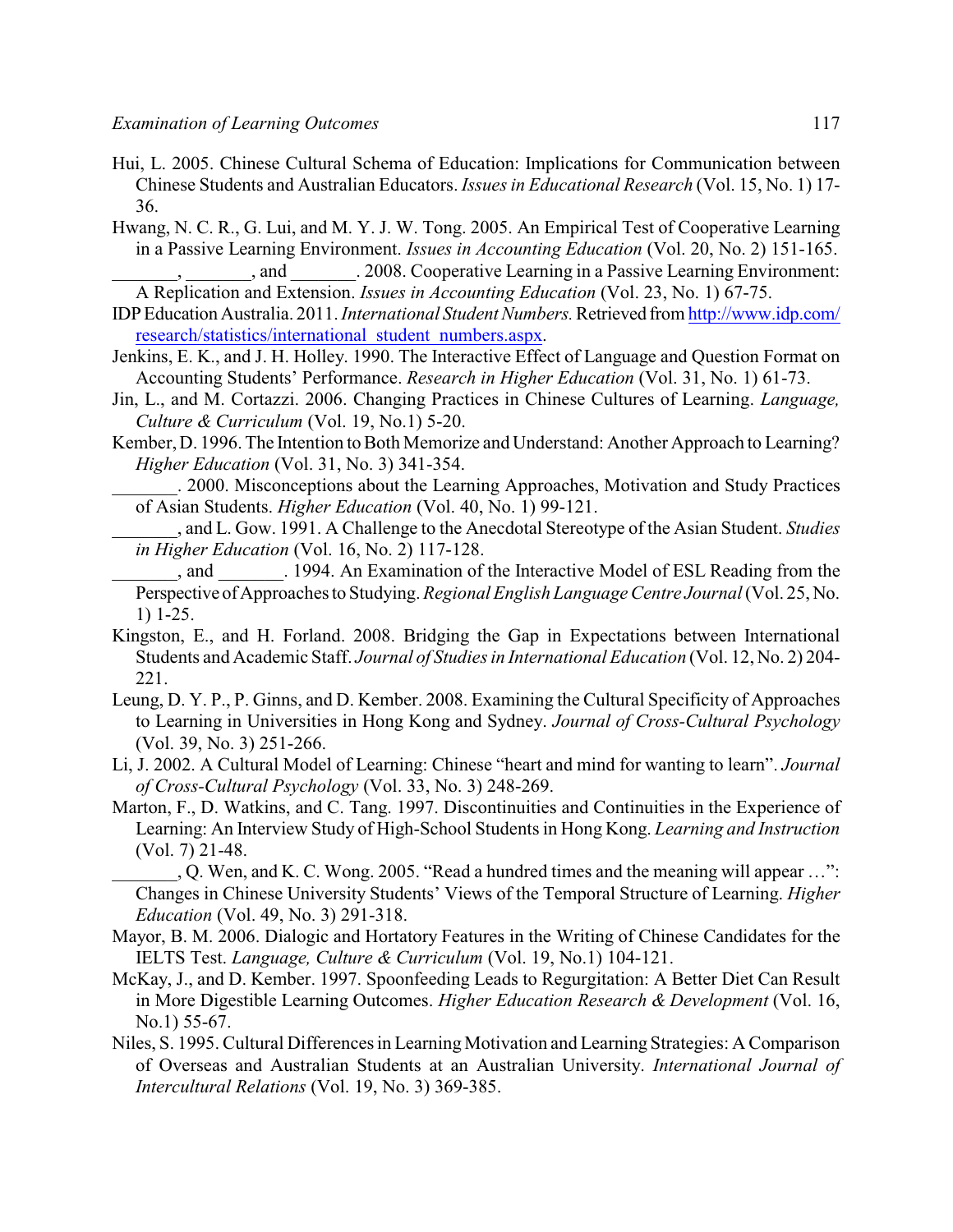Hui, L. 2005. Chinese Cultural Schema of Education: Implications for Communication between Chinese Students and Australian Educators. *Issues in Educational Research* (Vol. 15, No. 1) 17-36.

Hwang, N. C. R., G. Lui, and M. Y. J. W. Tong. 2005. An Empirical Test of Cooperative Learning in a Passive Learning Environment. *Issues in Accounting Education* (Vol. 20, No. 2) 151-165.

_______, _______, and _______. 2008. Cooperative Learning in a Passive Learning Environment: A Replication and Extension. *Issues in Accounting Education* (Vol. 23, No. 1) 67-75.

IDP Education Australia. 2011. *International Student Numbers.* Retrieved from http://www.idp.com/research/statistics/international_student_numbers.aspx.

Jenkins, E. K., and J. H. Holley. 1990. The Interactive Effect of Language and Question Format on Accounting Students' Performance. *Research in Higher Education* (Vol. 31, No. 1) 61-73.

Jin, L., and M. Cortazzi. 2006. Changing Practices in Chinese Cultures of Learning. *Language, Culture & Curriculum* (Vol. 19, No.1) 5-20.

Kember, D. 1996. The Intention to Both Memorize and Understand: Another Approach to Learning? *Higher Education* (Vol. 31, No. 3) 341-354.

_______. 2000. Misconceptions about the Learning Approaches, Motivation and Study Practices of Asian Students. *Higher Education* (Vol. 40, No. 1) 99-121.

_______, and L. Gow. 1991. A Challenge to the Anecdotal Stereotype of the Asian Student. *Studies in Higher Education* (Vol. 16, No. 2) 117-128.

_______, and _______. 1994. An Examination of the Interactive Model of ESL Reading from the Perspective of Approaches to Studying. *Regional English Language Centre Journal* (Vol. 25, No. 1) 1-25.

Kingston, E., and H. Forland. 2008. Bridging the Gap in Expectations between International Students and Academic Staff. *Journal of Studies in International Education* (Vol. 12, No. 2) 204-221.

Leung, D. Y. P., P. Ginns, and D. Kember. 2008. Examining the Cultural Specificity of Approaches to Learning in Universities in Hong Kong and Sydney. *Journal of Cross-Cultural Psychology* (Vol. 39, No. 3) 251-266.

Li, J. 2002. A Cultural Model of Learning: Chinese "heart and mind for wanting to learn". *Journal of Cross-Cultural Psychology* (Vol. 33, No. 3) 248-269.

Marton, F., D. Watkins, and C. Tang. 1997. Discontinuities and Continuities in the Experience of Learning: An Interview Study of High-School Students in Hong Kong. *Learning and Instruction* (Vol. 7) 21-48.

_______, Q. Wen, and K. C. Wong. 2005. "Read a hundred times and the meaning will appear …": Changes in Chinese University Students' Views of the Temporal Structure of Learning. *Higher Education* (Vol. 49, No. 3) 291-318.

Mayor, B. M. 2006. Dialogic and Hortatory Features in the Writing of Chinese Candidates for the IELTS Test. *Language, Culture & Curriculum* (Vol. 19, No.1) 104-121.

McKay, J., and D. Kember. 1997. Spoonfeeding Leads to Regurgitation: A Better Diet Can Result in More Digestible Learning Outcomes. *Higher Education Research & Development* (Vol. 16, No.1) 55-67.

Niles, S. 1995. Cultural Differences in Learning Motivation and Learning Strategies: A Comparison of Overseas and Australian Students at an Australian University. *International Journal of Intercultural Relations* (Vol. 19, No. 3) 369-385.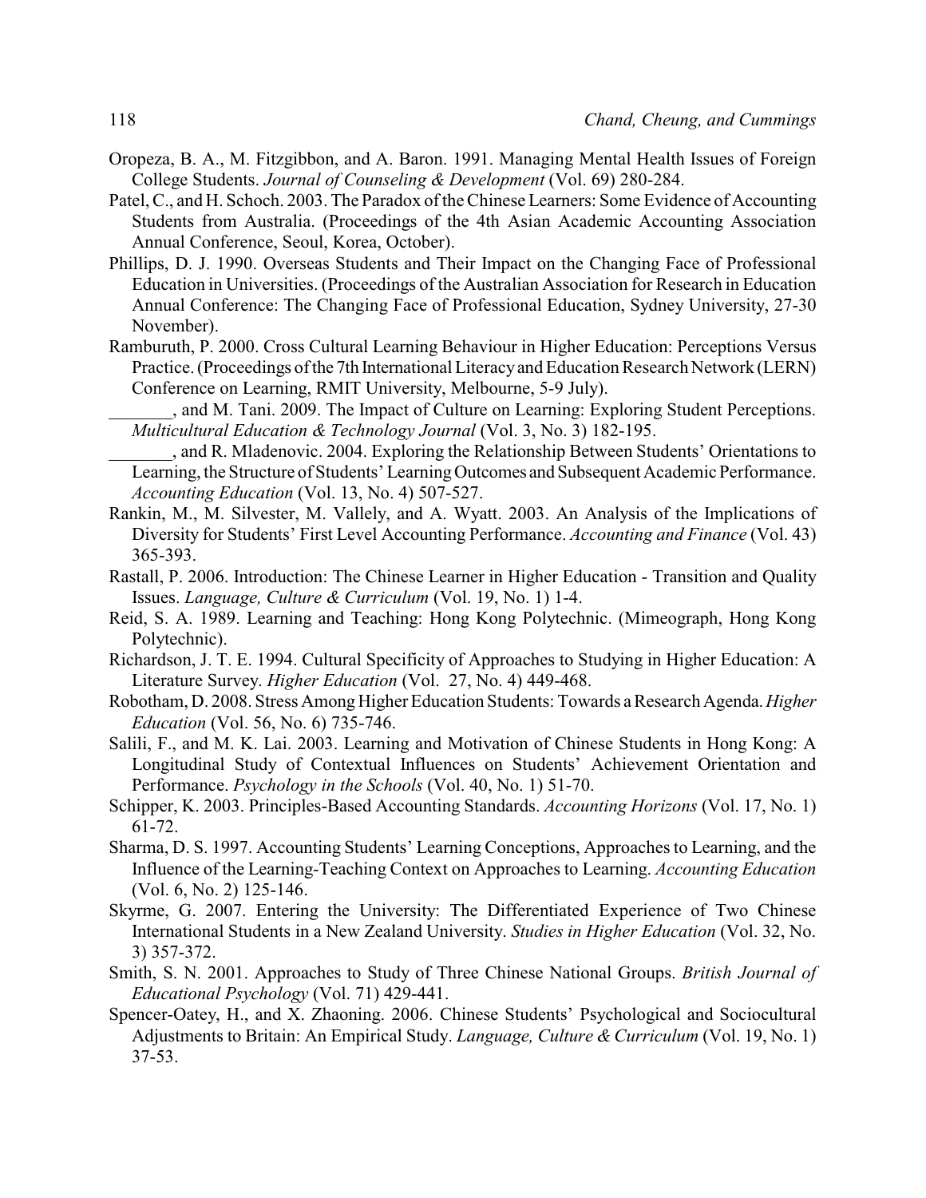Oropeza, B. A., M. Fitzgibbon, and A. Baron. 1991. Managing Mental Health Issues of Foreign College Students. *Journal of Counseling & Development* (Vol. 69) 280-284.

Patel, C., and H. Schoch. 2003. The Paradox of the Chinese Learners: Some Evidence of Accounting Students from Australia. (Proceedings of the 4th Asian Academic Accounting Association Annual Conference, Seoul, Korea, October).

Phillips, D. J. 1990. Overseas Students and Their Impact on the Changing Face of Professional Education in Universities. (Proceedings of the Australian Association for Research in Education Annual Conference: The Changing Face of Professional Education, Sydney University, 27-30 November).

Ramburuth, P. 2000. Cross Cultural Learning Behaviour in Higher Education: Perceptions Versus Practice. (Proceedings of the 7th International Literacy and Education Research Network (LERN) Conference on Learning, RMIT University, Melbourne, 5-9 July).

_______, and M. Tani. 2009. The Impact of Culture on Learning: Exploring Student Perceptions. *Multicultural Education & Technology Journal* (Vol. 3, No. 3) 182-195.

_______, and R. Mladenovic. 2004. Exploring the Relationship Between Students' Orientations to Learning, the Structure of Students' Learning Outcomes and Subsequent Academic Performance. *Accounting Education* (Vol. 13, No. 4) 507-527.

Rankin, M., M. Silvester, M. Vallely, and A. Wyatt. 2003. An Analysis of the Implications of Diversity for Students' First Level Accounting Performance. *Accounting and Finance* (Vol. 43) 365-393.

Rastall, P. 2006. Introduction: The Chinese Learner in Higher Education - Transition and Quality Issues. *Language, Culture & Curriculum* (Vol. 19, No. 1) 1-4.

Reid, S. A. 1989. Learning and Teaching: Hong Kong Polytechnic. (Mimeograph, Hong Kong Polytechnic).

Richardson, J. T. E. 1994. Cultural Specificity of Approaches to Studying in Higher Education: A Literature Survey. *Higher Education* (Vol. 27, No. 4) 449-468.

Robotham, D. 2008. Stress Among Higher Education Students: Towards a Research Agenda. *Higher Education* (Vol. 56, No. 6) 735-746.

Salili, F., and M. K. Lai. 2003. Learning and Motivation of Chinese Students in Hong Kong: A Longitudinal Study of Contextual Influences on Students' Achievement Orientation and Performance. *Psychology in the Schools* (Vol. 40, No. 1) 51-70.

Schipper, K. 2003. Principles-Based Accounting Standards. *Accounting Horizons* (Vol. 17, No. 1) 61-72.

Sharma, D. S. 1997. Accounting Students' Learning Conceptions, Approaches to Learning, and the Influence of the Learning-Teaching Context on Approaches to Learning. *Accounting Education* (Vol. 6, No. 2) 125-146.

Skyrme, G. 2007. Entering the University: The Differentiated Experience of Two Chinese International Students in a New Zealand University. *Studies in Higher Education* (Vol. 32, No. 3) 357-372.

Smith, S. N. 2001. Approaches to Study of Three Chinese National Groups. *British Journal of Educational Psychology* (Vol. 71) 429-441.

Spencer-Oatey, H., and X. Zhaoning. 2006. Chinese Students' Psychological and Sociocultural Adjustments to Britain: An Empirical Study. *Language, Culture & Curriculum* (Vol. 19, No. 1) 37-53.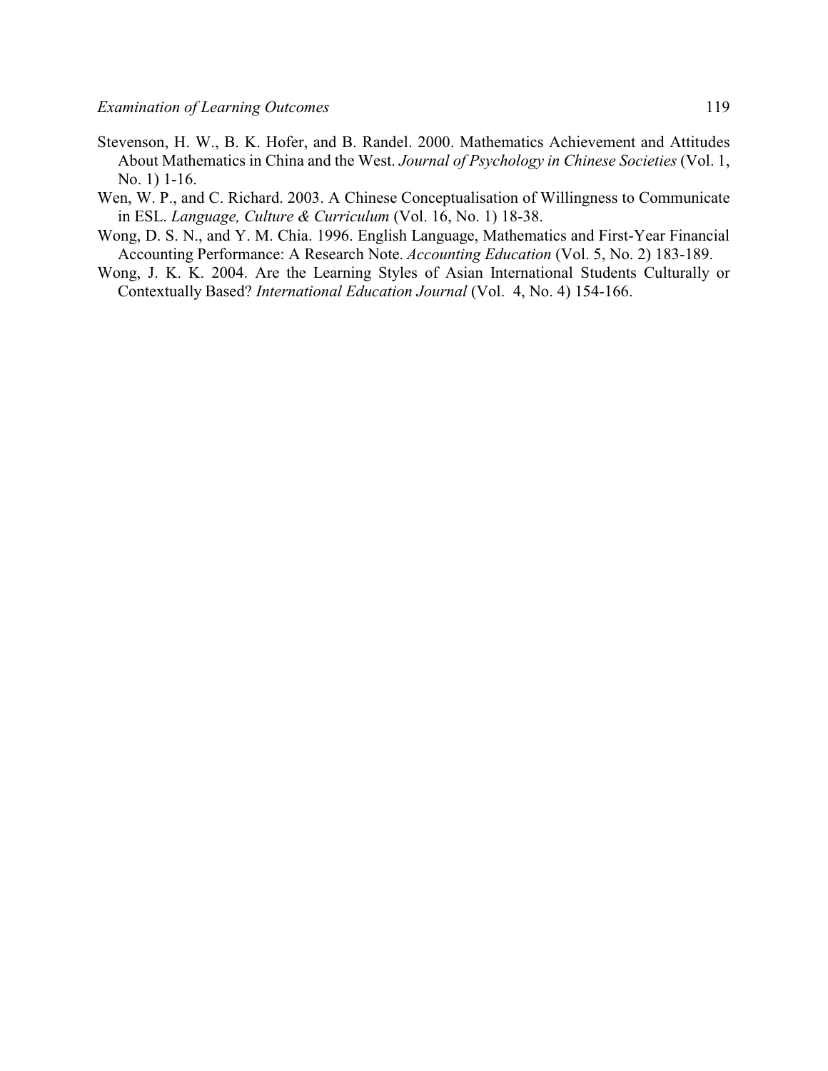Stevenson, H. W., B. K. Hofer, and B. Randel. 2000. Mathematics Achievement and Attitudes About Mathematics in China and the West. *Journal of Psychology in Chinese Societies* (Vol. 1, No. 1) 1-16.

Wen, W. P., and C. Richard. 2003. A Chinese Conceptualisation of Willingness to Communicate in ESL. *Language, Culture & Curriculum* (Vol. 16, No. 1) 18-38.

Wong, D. S. N., and Y. M. Chia. 1996. English Language, Mathematics and First-Year Financial Accounting Performance: A Research Note. *Accounting Education* (Vol. 5, No. 2) 183-189.

Wong, J. K. K. 2004. Are the Learning Styles of Asian International Students Culturally or Contextually Based? *International Education Journal* (Vol. 4, No. 4) 154-166.